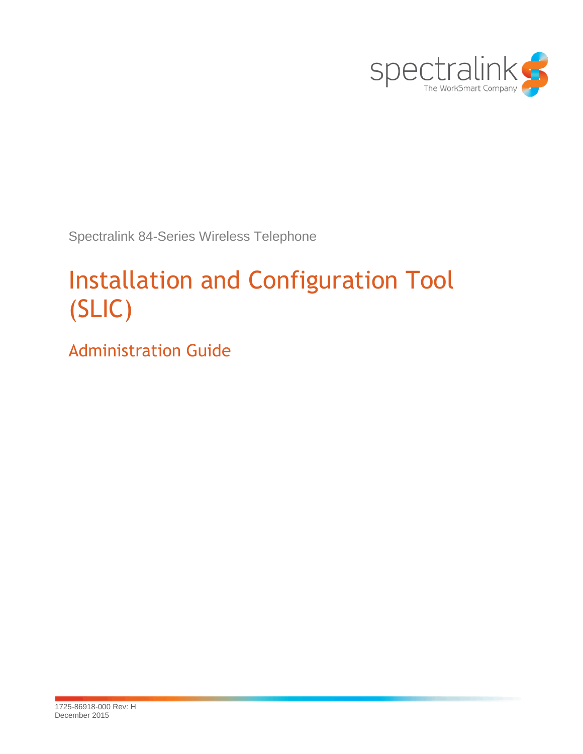spectralink

The WorkSmart Company

Spectralink 84-Series Wireless Telephone

# Installation and Configuration Tool (SLIC)

## Administration Guide

1725-86918-000 Rev: H
December 2015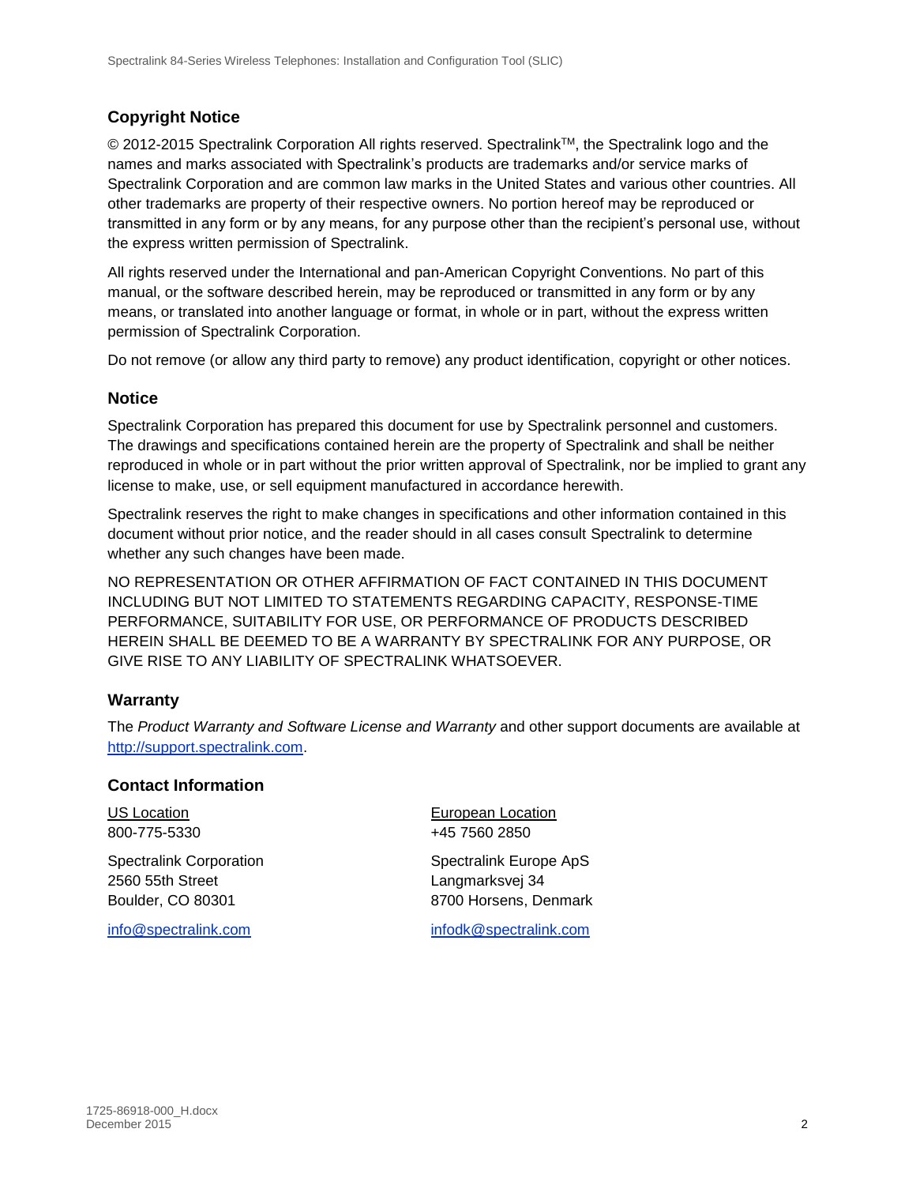## Copyright Notice

© 2012-2015 Spectralink Corporation All rights reserved. Spectralink™, the Spectralink logo and the names and marks associated with Spectralink's products are trademarks and/or service marks of Spectralink Corporation and are common law marks in the United States and various other countries. All other trademarks are property of their respective owners. No portion hereof may be reproduced or transmitted in any form or by any means, for any purpose other than the recipient's personal use, without the express written permission of Spectralink.

All rights reserved under the International and pan-American Copyright Conventions. No part of this manual, or the software described herein, may be reproduced or transmitted in any form or by any means, or translated into another language or format, in whole or in part, without the express written permission of Spectralink Corporation.

Do not remove (or allow any third party to remove) any product identification, copyright or other notices.

## Notice

Spectralink Corporation has prepared this document for use by Spectralink personnel and customers. The drawings and specifications contained herein are the property of Spectralink and shall be neither reproduced in whole or in part without the prior written approval of Spectralink, nor be implied to grant any license to make, use, or sell equipment manufactured in accordance herewith.

Spectralink reserves the right to make changes in specifications and other information contained in this document without prior notice, and the reader should in all cases consult Spectralink to determine whether any such changes have been made.

NO REPRESENTATION OR OTHER AFFIRMATION OF FACT CONTAINED IN THIS DOCUMENT INCLUDING BUT NOT LIMITED TO STATEMENTS REGARDING CAPACITY, RESPONSE-TIME PERFORMANCE, SUITABILITY FOR USE, OR PERFORMANCE OF PRODUCTS DESCRIBED HEREIN SHALL BE DEEMED TO BE A WARRANTY BY SPECTRALINK FOR ANY PURPOSE, OR GIVE RISE TO ANY LIABILITY OF SPECTRALINK WHATSOEVER.

## Warranty

The *Product Warranty and Software License and Warranty* and other support documents are available at http://support.spectralink.com.

## Contact Information

US Location
800-775-5330

Spectralink Corporation
2560 55th Street
Boulder, CO 80301

info@spectralink.com

European Location
+45 7560 2850

Spectralink Europe ApS
Langmarksvej 34
8700 Horsens, Denmark

infodk@spectralink.com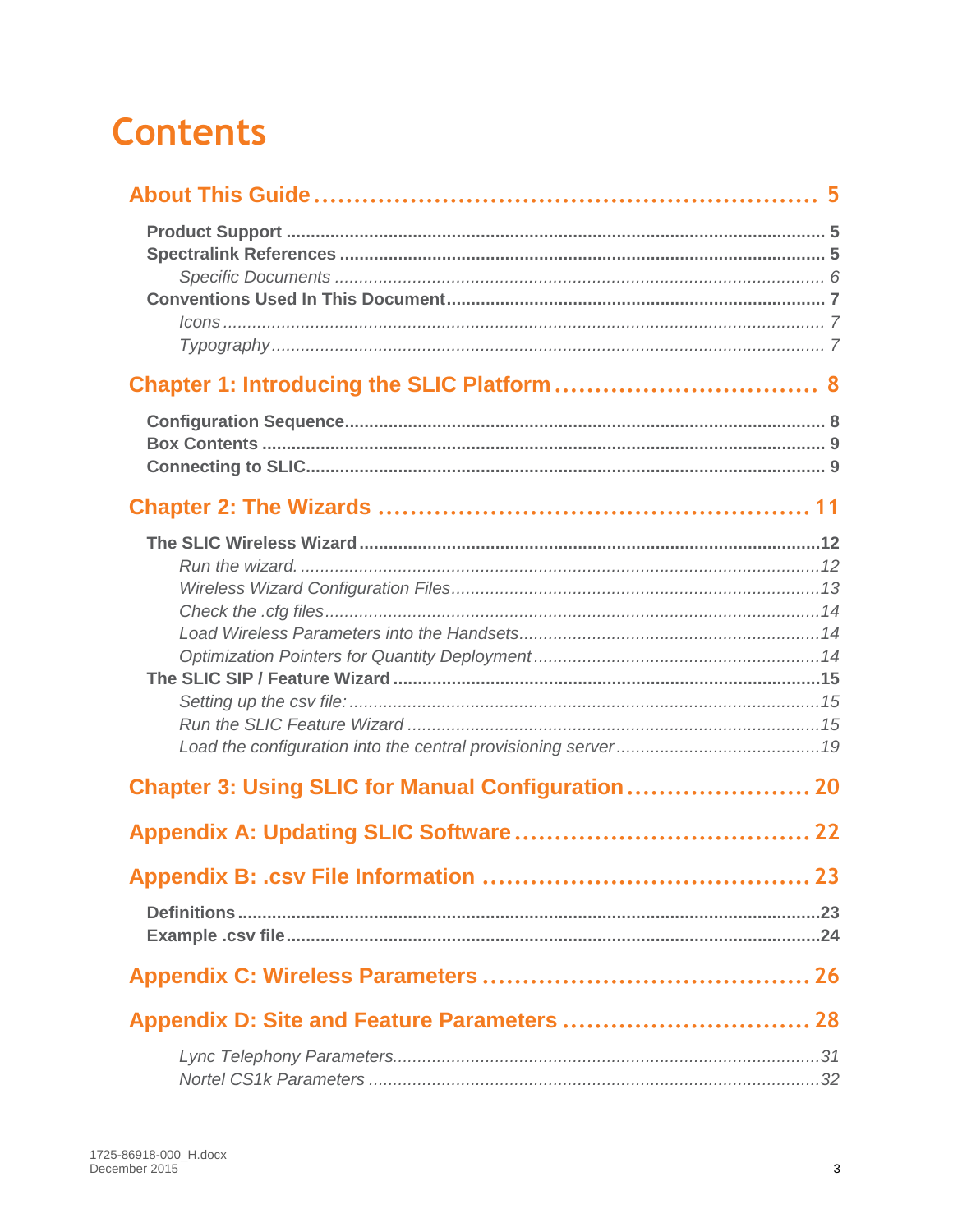# Contents

**About This Guide ........................................................ 5**

- **Product Support ........................................................ 5**
- **Spectralink References ........................................................ 5**
  - *Specific Documents ........................................................ 6*
- **Conventions Used In This Document ........................................................ 7**
  - *Icons ........................................................ 7*
  - *Typography ........................................................ 7*

**Chapter 1: Introducing the SLIC Platform ........................................................ 8**

- **Configuration Sequence ........................................................ 8**
- **Box Contents ........................................................ 9**
- **Connecting to SLIC ........................................................ 9**

**Chapter 2: The Wizards ........................................................ 11**

- **The SLIC Wireless Wizard ........................................................ 12**
  - *Run the wizard. ........................................................ 12*
  - *Wireless Wizard Configuration Files ........................................................ 13*
  - *Check the .cfg files ........................................................ 14*
  - *Load Wireless Parameters into the Handsets ........................................................ 14*
  - *Optimization Pointers for Quantity Deployment ........................................................ 14*
- **The SLIC SIP / Feature Wizard ........................................................ 15**
  - *Setting up the csv file: ........................................................ 15*
  - *Run the SLIC Feature Wizard ........................................................ 15*
  - *Load the configuration into the central provisioning server ........................................................ 19*

**Chapter 3: Using SLIC for Manual Configuration ........................................................ 20**

**Appendix A: Updating SLIC Software ........................................................ 22**

**Appendix B: .csv File Information ........................................................ 23**

- **Definitions ........................................................ 23**
- **Example .csv file ........................................................ 24**

**Appendix C: Wireless Parameters ........................................................ 26**

**Appendix D: Site and Feature Parameters ........................................................ 28**

  - *Lync Telephony Parameters ........................................................ 31*
  - *Nortel CS1k Parameters ........................................................ 32*

1725-86918-000_H.docx
December 2015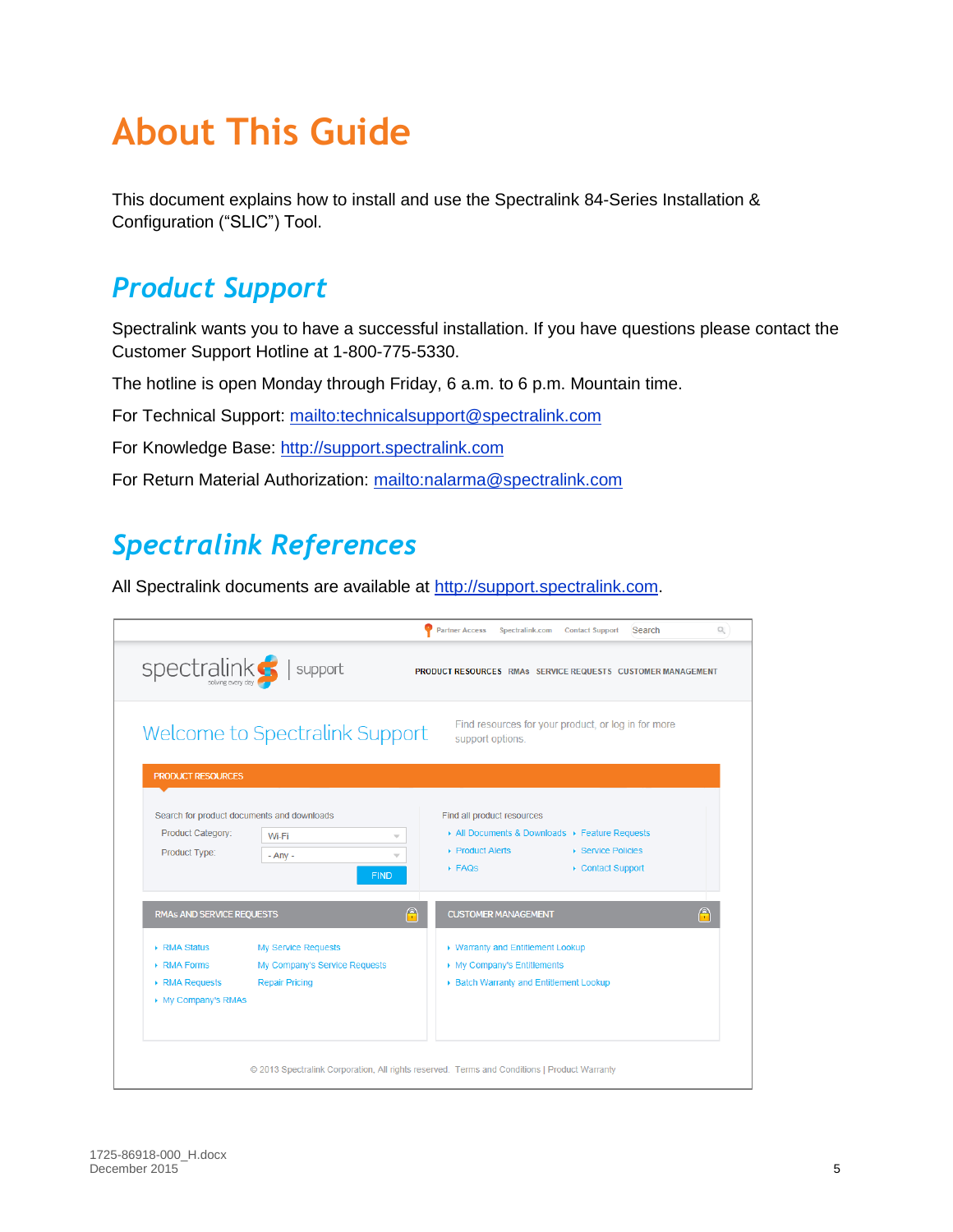# About This Guide

This document explains how to install and use the Spectralink 84-Series Installation & Configuration ("SLIC") Tool.

## *Product Support*

Spectralink wants you to have a successful installation. If you have questions please contact the Customer Support Hotline at 1-800-775-5330.

The hotline is open Monday through Friday, 6 a.m. to 6 p.m. Mountain time.

For Technical Support: [mailto:technicalsupport@spectralink.com](mailto:technicalsupport@spectralink.com)

For Knowledge Base: [http://support.spectralink.com](http://support.spectralink.com)

For Return Material Authorization: [mailto:nalarma@spectralink.com](mailto:nalarma@spectralink.com)

## *Spectralink References*

All Spectralink documents are available at [http://support.spectralink.com](http://support.spectralink.com).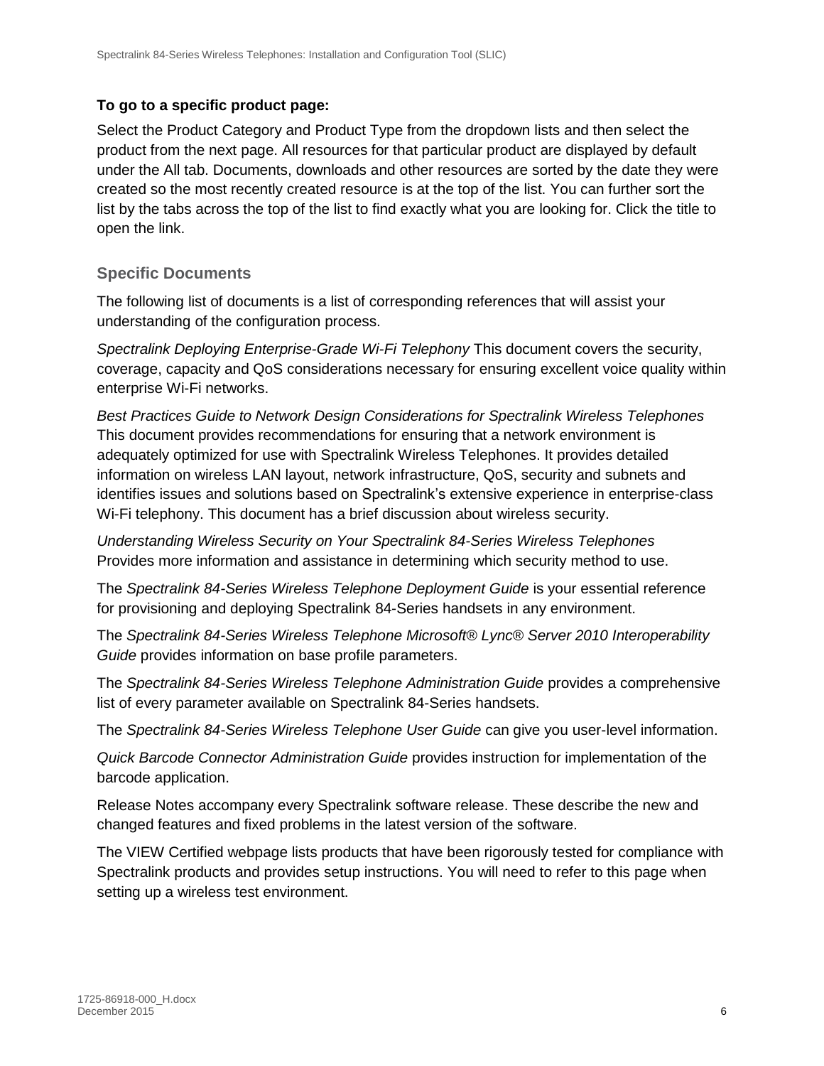**To go to a specific product page:**

Select the Product Category and Product Type from the dropdown lists and then select the product from the next page. All resources for that particular product are displayed by default under the All tab. Documents, downloads and other resources are sorted by the date they were created so the most recently created resource is at the top of the list. You can further sort the list by the tabs across the top of the list to find exactly what you are looking for. Click the title to open the link.

### Specific Documents

The following list of documents is a list of corresponding references that will assist your understanding of the configuration process.

*Spectralink Deploying Enterprise-Grade Wi-Fi Telephony* This document covers the security, coverage, capacity and QoS considerations necessary for ensuring excellent voice quality within enterprise Wi-Fi networks.

*Best Practices Guide to Network Design Considerations for Spectralink Wireless Telephones* This document provides recommendations for ensuring that a network environment is adequately optimized for use with Spectralink Wireless Telephones. It provides detailed information on wireless LAN layout, network infrastructure, QoS, security and subnets and identifies issues and solutions based on Spectralink's extensive experience in enterprise-class Wi-Fi telephony. This document has a brief discussion about wireless security.

*Understanding Wireless Security on Your Spectralink 84-Series Wireless Telephones* Provides more information and assistance in determining which security method to use.

The *Spectralink 84-Series Wireless Telephone Deployment Guide* is your essential reference for provisioning and deploying Spectralink 84-Series handsets in any environment.

The *Spectralink 84-Series Wireless Telephone Microsoft® Lync® Server 2010 Interoperability Guide* provides information on base profile parameters.

The *Spectralink 84-Series Wireless Telephone Administration Guide* provides a comprehensive list of every parameter available on Spectralink 84-Series handsets.

The *Spectralink 84-Series Wireless Telephone User Guide* can give you user-level information.

*Quick Barcode Connector Administration Guide* provides instruction for implementation of the barcode application.

Release Notes accompany every Spectralink software release. These describe the new and changed features and fixed problems in the latest version of the software.

The VIEW Certified webpage lists products that have been rigorously tested for compliance with Spectralink products and provides setup instructions. You will need to refer to this page when setting up a wireless test environment.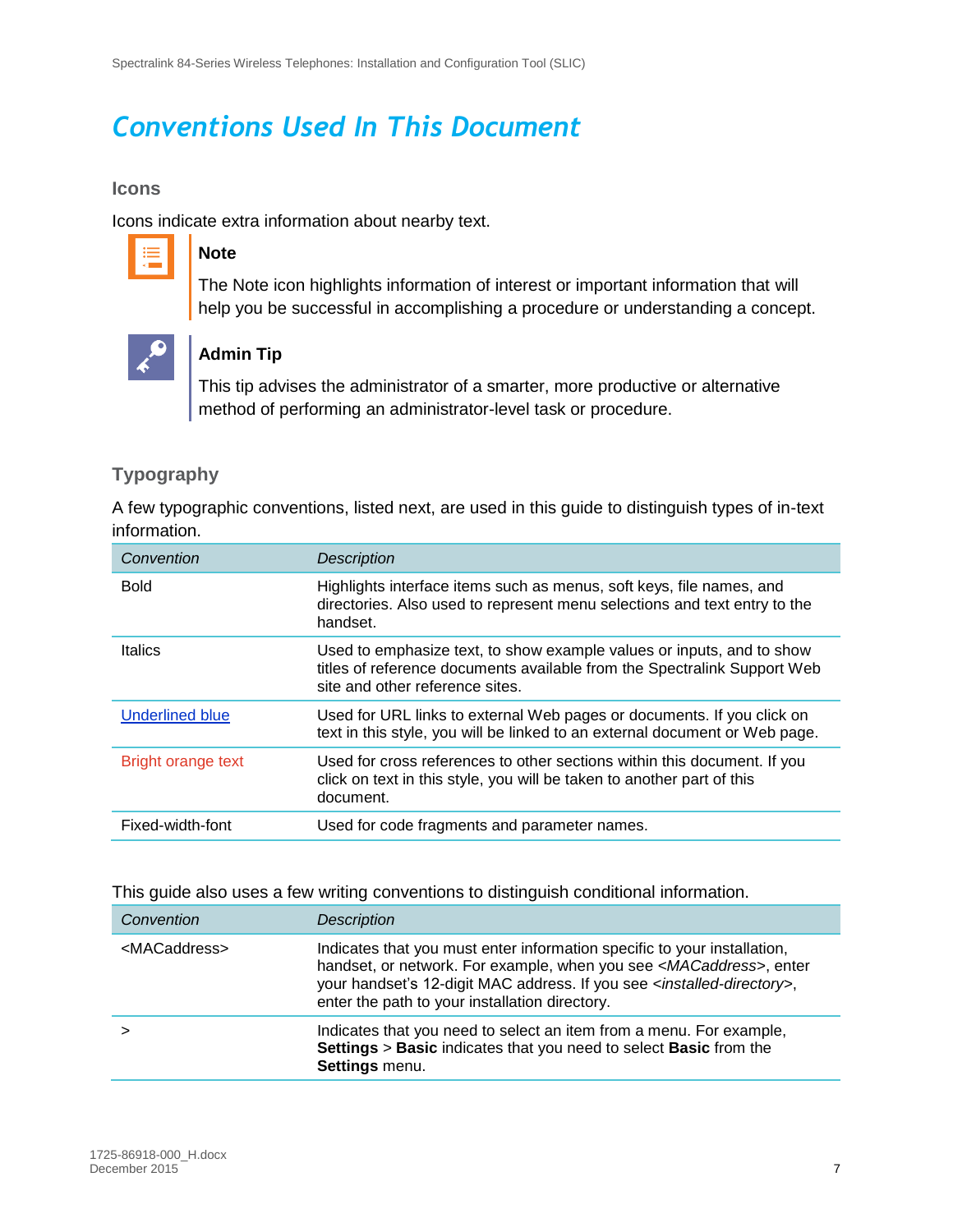# Conventions Used In This Document

## Icons

Icons indicate extra information about nearby text.

**Note**

The Note icon highlights information of interest or important information that will help you be successful in accomplishing a procedure or understanding a concept.

**Admin Tip**

This tip advises the administrator of a smarter, more productive or alternative method of performing an administrator-level task or procedure.

## Typography

A few typographic conventions, listed next, are used in this guide to distinguish types of in-text information.

| *Convention* | *Description* |
|---|---|
| Bold | Highlights interface items such as menus, soft keys, file names, and directories. Also used to represent menu selections and text entry to the handset. |
| Italics | Used to emphasize text, to show example values or inputs, and to show titles of reference documents available from the Spectralink Support Web site and other reference sites. |
| Underlined blue | Used for URL links to external Web pages or documents. If you click on text in this style, you will be linked to an external document or Web page. |
| Bright orange text | Used for cross references to other sections within this document. If you click on text in this style, you will be taken to another part of this document. |
| Fixed-width-font | Used for code fragments and parameter names. |

This guide also uses a few writing conventions to distinguish conditional information.

| *Convention* | *Description* |
|---|---|
| <MACaddress> | Indicates that you must enter information specific to your installation, handset, or network. For example, when you see *<MACaddress>*, enter your handset's 12-digit MAC address. If you see *<installed-directory>*, enter the path to your installation directory. |
| > | Indicates that you need to select an item from a menu. For example, **Settings** > **Basic** indicates that you need to select **Basic** from the **Settings** menu. |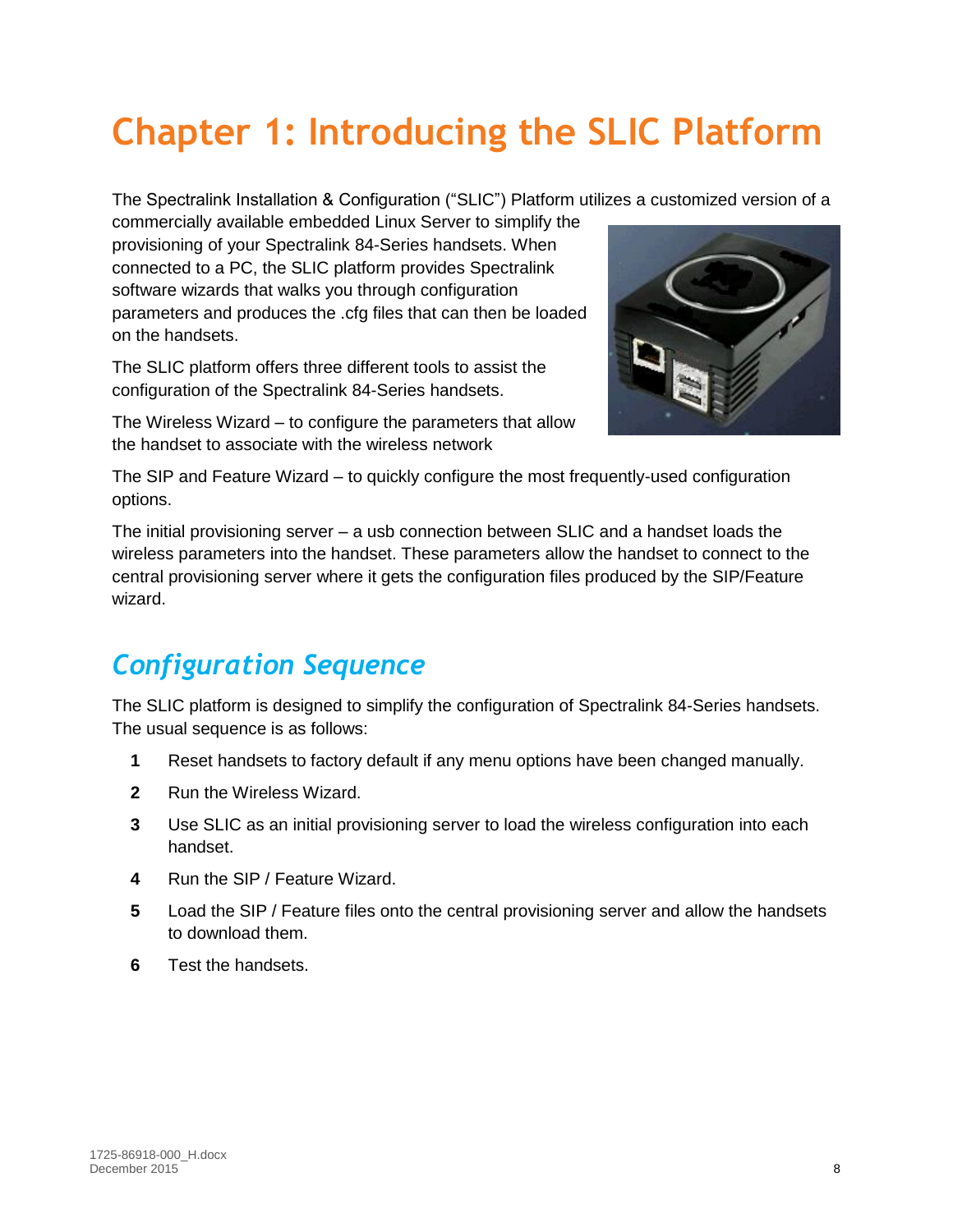# Chapter 1: Introducing the SLIC Platform

The Spectralink Installation & Configuration ("SLIC") Platform utilizes a customized version of a commercially available embedded Linux Server to simplify the provisioning of your Spectralink 84-Series handsets. When connected to a PC, the SLIC platform provides Spectralink software wizards that walks you through configuration parameters and produces the .cfg files that can then be loaded on the handsets.

The SLIC platform offers three different tools to assist the configuration of the Spectralink 84-Series handsets.

The Wireless Wizard – to configure the parameters that allow the handset to associate with the wireless network

The SIP and Feature Wizard – to quickly configure the most frequently-used configuration options.

The initial provisioning server – a usb connection between SLIC and a handset loads the wireless parameters into the handset. These parameters allow the handset to connect to the central provisioning server where it gets the configuration files produced by the SIP/Feature wizard.

## *Configuration Sequence*

The SLIC platform is designed to simplify the configuration of Spectralink 84-Series handsets. The usual sequence is as follows:

1. Reset handsets to factory default if any menu options have been changed manually.
2. Run the Wireless Wizard.
3. Use SLIC as an initial provisioning server to load the wireless configuration into each handset.
4. Run the SIP / Feature Wizard.
5. Load the SIP / Feature files onto the central provisioning server and allow the handsets to download them.
6. Test the handsets.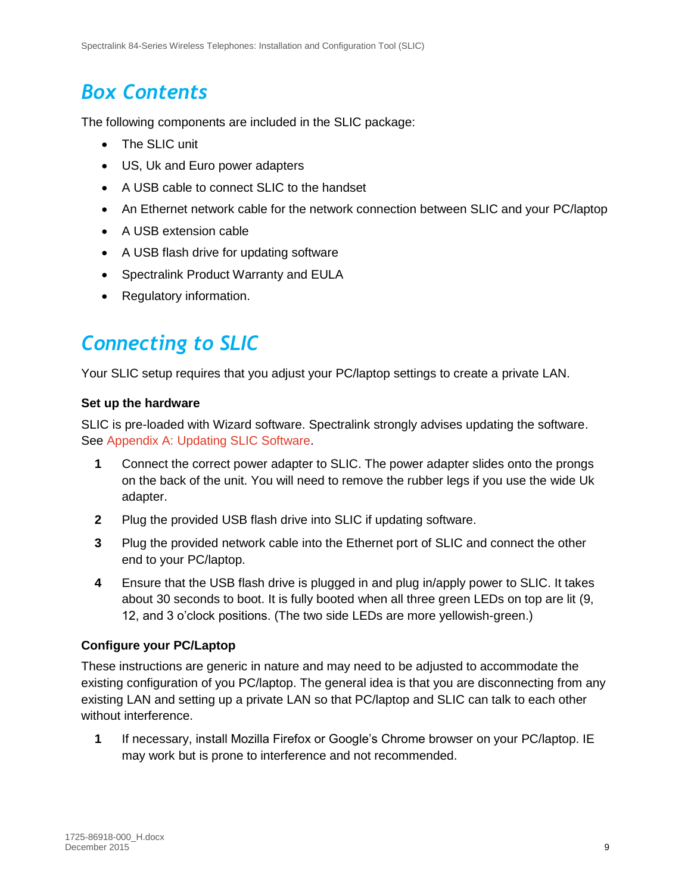## Box Contents

The following components are included in the SLIC package:

- The SLIC unit
- US, Uk and Euro power adapters
- A USB cable to connect SLIC to the handset
- An Ethernet network cable for the network connection between SLIC and your PC/laptop
- A USB extension cable
- A USB flash drive for updating software
- Spectralink Product Warranty and EULA
- Regulatory information.

## Connecting to SLIC

Your SLIC setup requires that you adjust your PC/laptop settings to create a private LAN.

**Set up the hardware**

SLIC is pre-loaded with Wizard software. Spectralink strongly advises updating the software. See Appendix A: Updating SLIC Software.

1. Connect the correct power adapter to SLIC. The power adapter slides onto the prongs on the back of the unit. You will need to remove the rubber legs if you use the wide Uk adapter.
2. Plug the provided USB flash drive into SLIC if updating software.
3. Plug the provided network cable into the Ethernet port of SLIC and connect the other end to your PC/laptop.
4. Ensure that the USB flash drive is plugged in and plug in/apply power to SLIC. It takes about 30 seconds to boot. It is fully booted when all three green LEDs on top are lit (9, 12, and 3 o'clock positions. (The two side LEDs are more yellowish-green.)

**Configure your PC/Laptop**

These instructions are generic in nature and may need to be adjusted to accommodate the existing configuration of you PC/laptop. The general idea is that you are disconnecting from any existing LAN and setting up a private LAN so that PC/laptop and SLIC can talk to each other without interference.

1. If necessary, install Mozilla Firefox or Google's Chrome browser on your PC/laptop. IE may work but is prone to interference and not recommended.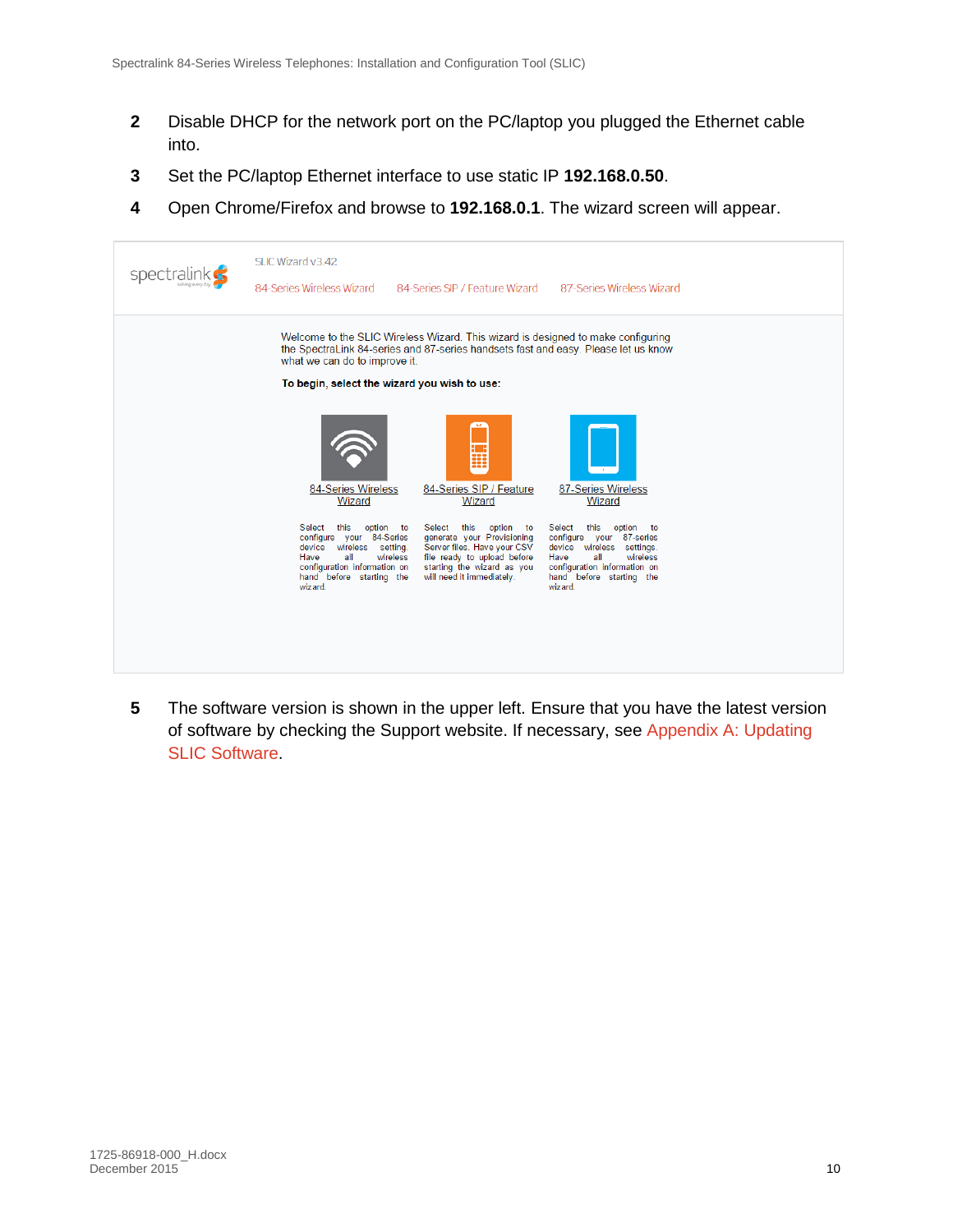2. Disable DHCP for the network port on the PC/laptop you plugged the Ethernet cable into.
3. Set the PC/laptop Ethernet interface to use static IP **192.168.0.50**.
4. Open Chrome/Firefox and browse to **192.168.0.1**. The wizard screen will appear.

SLIC Wizard v3.42

84-Series Wireless Wizard | 84-Series SIP / Feature Wizard | 87-Series Wireless Wizard

Welcome to the SLIC Wireless Wizard. This wizard is designed to make configuring the SpectraLink 84-series and 87-series handsets fast and easy. Please let us know what we can do to improve it.

**To begin, select the wizard you wish to use:**

84-Series Wireless Wizard — Select this option to configure your 84-Series device wireless setting. Have all wireless configuration information on hand before starting the wizard.

84-Series SIP / Feature Wizard — Select this option to generate your Provisioning Server files. Have your CSV file ready to upload before starting the wizard as you will need it immediately.

87-Series Wireless Wizard — Select this option to configure your 87-series device wireless settings. Have all wireless configuration information on hand before starting the wizard.

5. The software version is shown in the upper left. Ensure that you have the latest version of software by checking the Support website. If necessary, see Appendix A: Updating SLIC Software.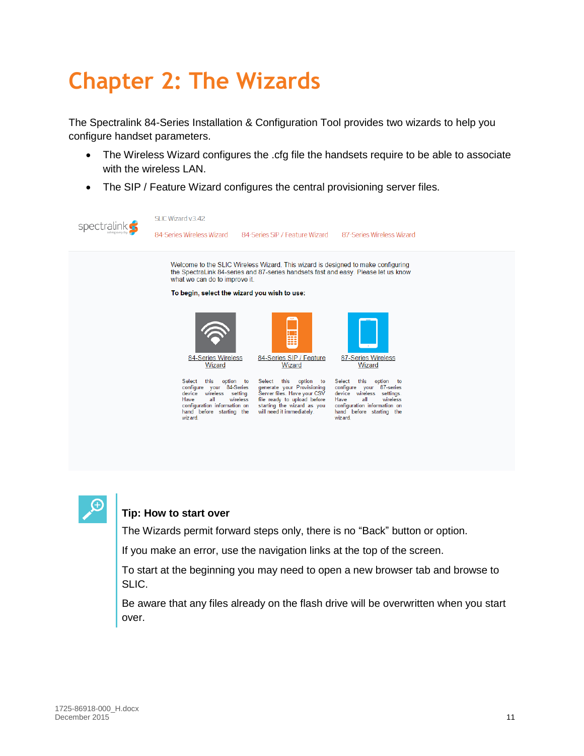# Chapter 2: The Wizards

The Spectralink 84-Series Installation & Configuration Tool provides two wizards to help you configure handset parameters.

- The Wireless Wizard configures the .cfg file the handsets require to be able to associate with the wireless LAN.
- The SIP / Feature Wizard configures the central provisioning server files.

SLIC Wizard v3.42

84-Series Wireless Wizard 84-Series SIP / Feature Wizard 87-Series Wireless Wizard

Welcome to the SLIC Wireless Wizard. This wizard is designed to make configuring the SpectraLink 84-series and 87-series handsets fast and easy. Please let us know what we can do to improve it.

**To begin, select the wizard you wish to use:**

84-Series Wireless Wizard

Select this option to configure your 84-Series device wireless setting. Have all wireless configuration information on hand before starting the wizard.

84-Series SIP / Feature Wizard

Select this option to generate your Provisioning Server files. Have your CSV file ready to upload before starting the wizard as you will need it immediately.

87-Series Wireless Wizard

Select this option to configure your 87-series device wireless settings. Have all wireless configuration information on hand before starting the wizard.

**Tip: How to start over**

The Wizards permit forward steps only, there is no “Back” button or option.

If you make an error, use the navigation links at the top of the screen.

To start at the beginning you may need to open a new browser tab and browse to SLIC.

Be aware that any files already on the flash drive will be overwritten when you start over.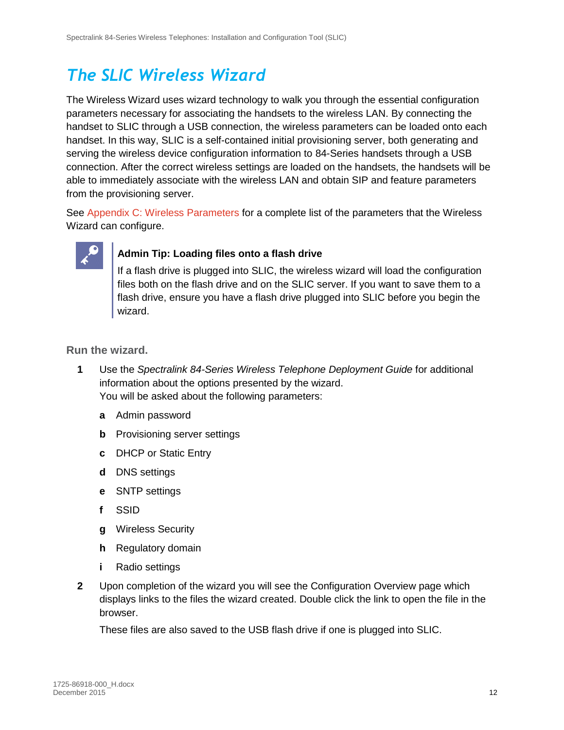# The SLIC Wireless Wizard

The Wireless Wizard uses wizard technology to walk you through the essential configuration parameters necessary for associating the handsets to the wireless LAN. By connecting the handset to SLIC through a USB connection, the wireless parameters can be loaded onto each handset. In this way, SLIC is a self-contained initial provisioning server, both generating and serving the wireless device configuration information to 84-Series handsets through a USB connection. After the correct wireless settings are loaded on the handsets, the handsets will be able to immediately associate with the wireless LAN and obtain SIP and feature parameters from the provisioning server.

See Appendix C: Wireless Parameters for a complete list of the parameters that the Wireless Wizard can configure.

> **Admin Tip: Loading files onto a flash drive**
>
> If a flash drive is plugged into SLIC, the wireless wizard will load the configuration files both on the flash drive and on the SLIC server. If you want to save them to a flash drive, ensure you have a flash drive plugged into SLIC before you begin the wizard.

**Run the wizard.**

1. Use the *Spectralink 84-Series Wireless Telephone Deployment Guide* for additional information about the options presented by the wizard.
   You will be asked about the following parameters:

   a. Admin password
   b. Provisioning server settings
   c. DHCP or Static Entry
   d. DNS settings
   e. SNTP settings
   f. SSID
   g. Wireless Security
   h. Regulatory domain
   i. Radio settings

2. Upon completion of the wizard you will see the Configuration Overview page which displays links to the files the wizard created. Double click the link to open the file in the browser.

   These files are also saved to the USB flash drive if one is plugged into SLIC.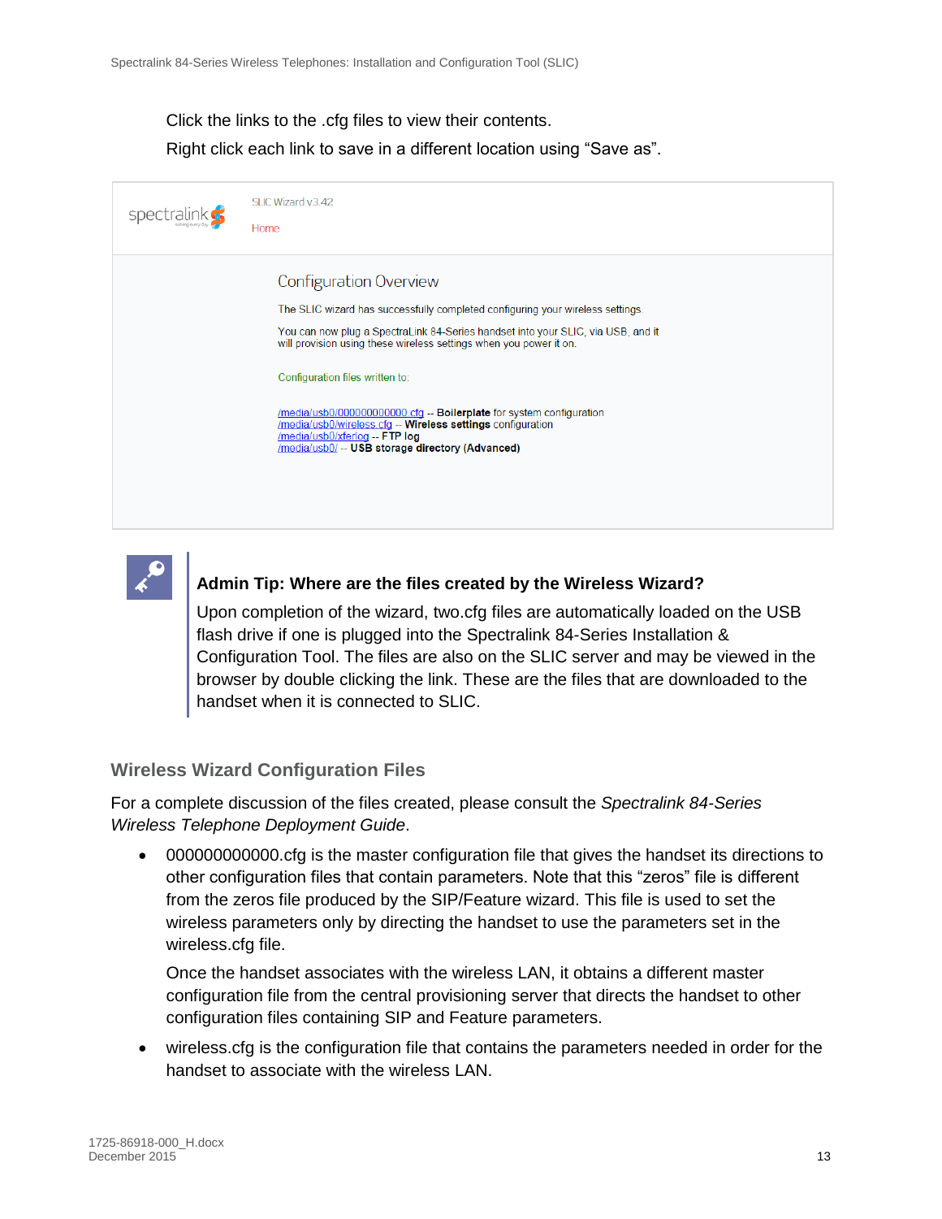Click the links to the .cfg files to view their contents.

Right click each link to save in a different location using “Save as”.

SLIC Wizard v3.42

Home

Configuration Overview

The SLIC wizard has successfully completed configuring your wireless settings.

You can now plug a SpectraLink 84-Series handset into your SLIC, via USB, and it will provision using these wireless settings when you power it on.

Configuration files written to:

/media/usb0/000000000000.cfg -- **Boilerplate** for system configuration
/media/usb0/wireless.cfg -- **Wireless settings** configuration
/media/usb0/xferlog -- **FTP log**
/media/usb0/ -- **USB storage directory (Advanced)**

**Admin Tip: Where are the files created by the Wireless Wizard?**

Upon completion of the wizard, two.cfg files are automatically loaded on the USB flash drive if one is plugged into the Spectralink 84-Series Installation & Configuration Tool. The files are also on the SLIC server and may be viewed in the browser by double clicking the link. These are the files that are downloaded to the handset when it is connected to SLIC.

### Wireless Wizard Configuration Files

For a complete discussion of the files created, please consult the *Spectralink 84-Series Wireless Telephone Deployment Guide*.

- 000000000000.cfg is the master configuration file that gives the handset its directions to other configuration files that contain parameters. Note that this “zeros” file is different from the zeros file produced by the SIP/Feature wizard. This file is used to set the wireless parameters only by directing the handset to use the parameters set in the wireless.cfg file.

  Once the handset associates with the wireless LAN, it obtains a different master configuration file from the central provisioning server that directs the handset to other configuration files containing SIP and Feature parameters.

- wireless.cfg is the configuration file that contains the parameters needed in order for the handset to associate with the wireless LAN.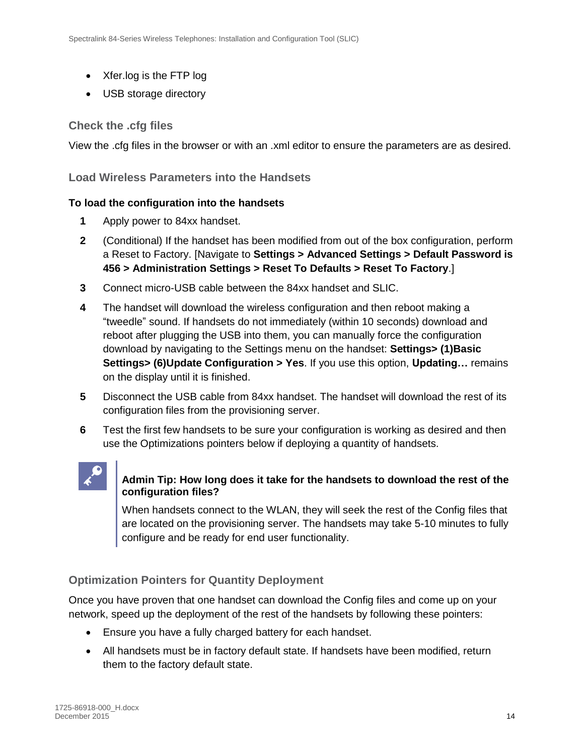- Xfer.log is the FTP log
- USB storage directory

### Check the .cfg files

View the .cfg files in the browser or with an .xml editor to ensure the parameters are as desired.

### Load Wireless Parameters into the Handsets

**To load the configuration into the handsets**

1. Apply power to 84xx handset.
2. (Conditional) If the handset has been modified from out of the box configuration, perform a Reset to Factory. [Navigate to **Settings > Advanced Settings > Default Password is 456 > Administration Settings > Reset To Defaults > Reset To Factory**.]
3. Connect micro-USB cable between the 84xx handset and SLIC.
4. The handset will download the wireless configuration and then reboot making a "tweedle" sound. If handsets do not immediately (within 10 seconds) download and reboot after plugging the USB into them, you can manually force the configuration download by navigating to the Settings menu on the handset: **Settings> (1)Basic Settings> (6)Update Configuration > Yes**. If you use this option, **Updating…** remains on the display until it is finished.
5. Disconnect the USB cable from 84xx handset. The handset will download the rest of its configuration files from the provisioning server.
6. Test the first few handsets to be sure your configuration is working as desired and then use the Optimizations pointers below if deploying a quantity of handsets.

**Admin Tip: How long does it take for the handsets to download the rest of the configuration files?**

When handsets connect to the WLAN, they will seek the rest of the Config files that are located on the provisioning server. The handsets may take 5-10 minutes to fully configure and be ready for end user functionality.

### Optimization Pointers for Quantity Deployment

Once you have proven that one handset can download the Config files and come up on your network, speed up the deployment of the rest of the handsets by following these pointers:

- Ensure you have a fully charged battery for each handset.
- All handsets must be in factory default state. If handsets have been modified, return them to the factory default state.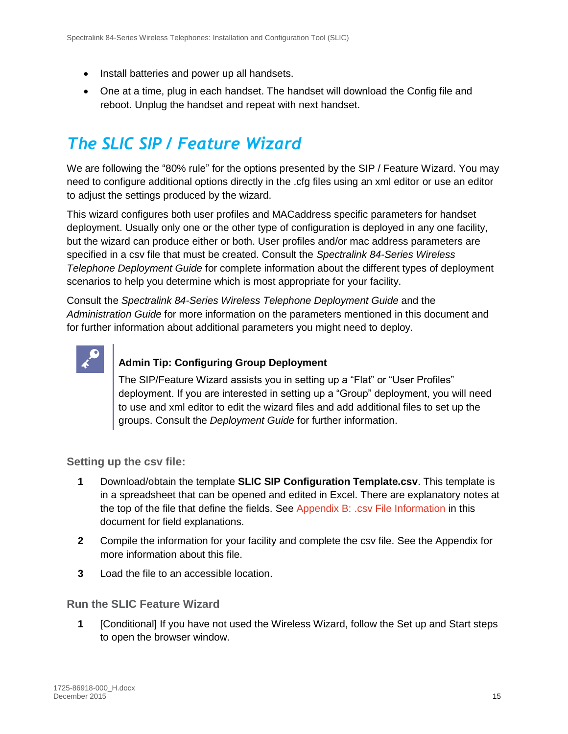- Install batteries and power up all handsets.
- One at a time, plug in each handset. The handset will download the Config file and reboot. Unplug the handset and repeat with next handset.

## *The SLIC SIP / Feature Wizard*

We are following the “80% rule” for the options presented by the SIP / Feature Wizard. You may need to configure additional options directly in the .cfg files using an xml editor or use an editor to adjust the settings produced by the wizard.

This wizard configures both user profiles and MACaddress specific parameters for handset deployment. Usually only one or the other type of configuration is deployed in any one facility, but the wizard can produce either or both. User profiles and/or mac address parameters are specified in a csv file that must be created. Consult the *Spectralink 84-Series Wireless Telephone Deployment Guide* for complete information about the different types of deployment scenarios to help you determine which is most appropriate for your facility.

Consult the *Spectralink 84-Series Wireless Telephone Deployment Guide* and the *Administration Guide* for more information on the parameters mentioned in this document and for further information about additional parameters you might need to deploy.

> **Admin Tip: Configuring Group Deployment**
>
> The SIP/Feature Wizard assists you in setting up a “Flat” or “User Profiles” deployment. If you are interested in setting up a “Group” deployment, you will need to use and xml editor to edit the wizard files and add additional files to set up the groups. Consult the *Deployment Guide* for further information.

### Setting up the csv file:

1. Download/obtain the template **SLIC SIP Configuration Template.csv**. This template is in a spreadsheet that can be opened and edited in Excel. There are explanatory notes at the top of the file that define the fields. See Appendix B: .csv File Information in this document for field explanations.
2. Compile the information for your facility and complete the csv file. See the Appendix for more information about this file.
3. Load the file to an accessible location.

### Run the SLIC Feature Wizard

1. [Conditional] If you have not used the Wireless Wizard, follow the Set up and Start steps to open the browser window.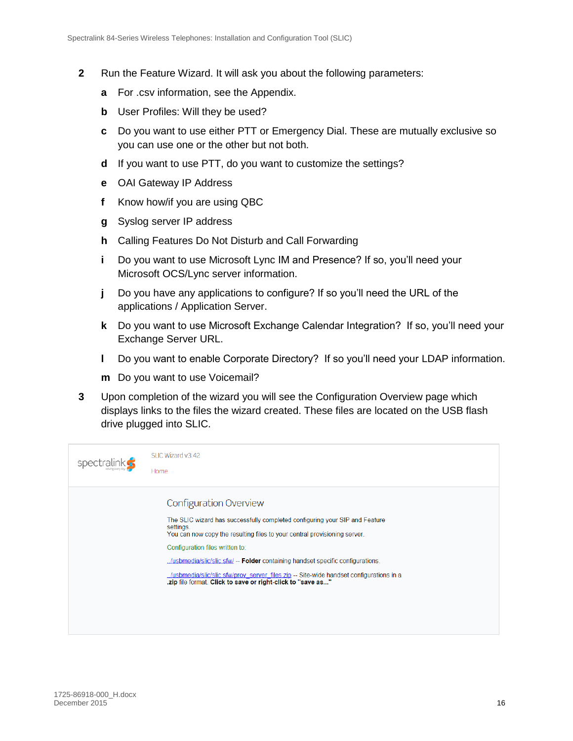2 Run the Feature Wizard. It will ask you about the following parameters:

   a For .csv information, see the Appendix.

   b User Profiles: Will they be used?

   c Do you want to use either PTT or Emergency Dial. These are mutually exclusive so you can use one or the other but not both.

   d If you want to use PTT, do you want to customize the settings?

   e OAI Gateway IP Address

   f Know how/if you are using QBC

   g Syslog server IP address

   h Calling Features Do Not Disturb and Call Forwarding

   i Do you want to use Microsoft Lync IM and Presence? If so, you'll need your Microsoft OCS/Lync server information.

   j Do you have any applications to configure? If so you'll need the URL of the applications / Application Server.

   k Do you want to use Microsoft Exchange Calendar Integration? If so, you'll need your Exchange Server URL.

   l Do you want to enable Corporate Directory? If so you'll need your LDAP information.

   m Do you want to use Voicemail?

3 Upon completion of the wizard you will see the Configuration Overview page which displays links to the files the wizard created. These files are located on the USB flash drive plugged into SLIC.

spectralink

SLIC Wizard v3.42

Home

Configuration Overview

The SLIC wizard has successfully completed configuring your SIP and Feature settings.
You can now copy the resulting files to your central provisioning server.

Configuration files written to:

../usbmedia/slic/slic.sfw/ -- **Folder** containing handset specific configurations.

../usbmedia/slic/slic.sfw/prov_server_files.zip -- Site-wide handset configurations in a .zip file format. **Click to save or right-click to "save as..."**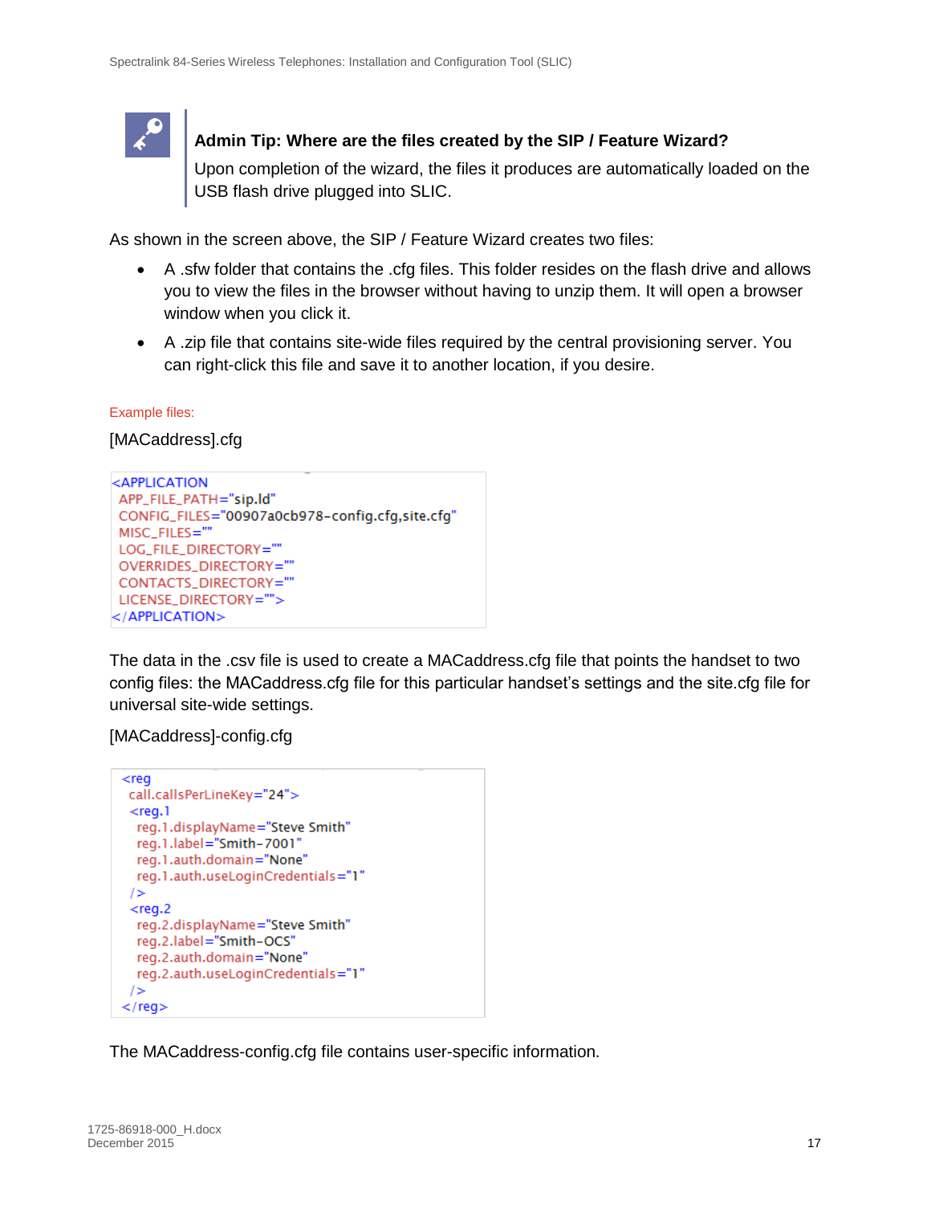**Admin Tip: Where are the files created by the SIP / Feature Wizard?**

Upon completion of the wizard, the files it produces are automatically loaded on the USB flash drive plugged into SLIC.

As shown in the screen above, the SIP / Feature Wizard creates two files:

- A .sfw folder that contains the .cfg files. This folder resides on the flash drive and allows you to view the files in the browser without having to unzip them. It will open a browser window when you click it.
- A .zip file that contains site-wide files required by the central provisioning server. You can right-click this file and save it to another location, if you desire.

Example files:

[MACaddress].cfg

```
<APPLICATION
 APP_FILE_PATH="sip.ld"
 CONFIG_FILES="00907a0cb978-config.cfg,site.cfg"
 MISC_FILES=""
 LOG_FILE_DIRECTORY=""
 OVERRIDES_DIRECTORY=""
 CONTACTS_DIRECTORY=""
 LICENSE_DIRECTORY="">
</APPLICATION>
```

The data in the .csv file is used to create a MACAddress.cfg file that points the handset to two config files: the MACAddress.cfg file for this particular handset's settings and the site.cfg file for universal site-wide settings.

[MACaddress]-config.cfg

```
<reg
 call.callsPerLineKey="24">
 <reg.1
  reg.1.displayName="Steve Smith"
  reg.1.label="Smith-7001"
  reg.1.auth.domain="None"
  reg.1.auth.useLoginCredentials="1"
 />
 <reg.2
  reg.2.displayName="Steve Smith"
  reg.2.label="Smith-OCS"
  reg.2.auth.domain="None"
  reg.2.auth.useLoginCredentials="1"
 />
</reg>
```

The MACAddress-config.cfg file contains user-specific information.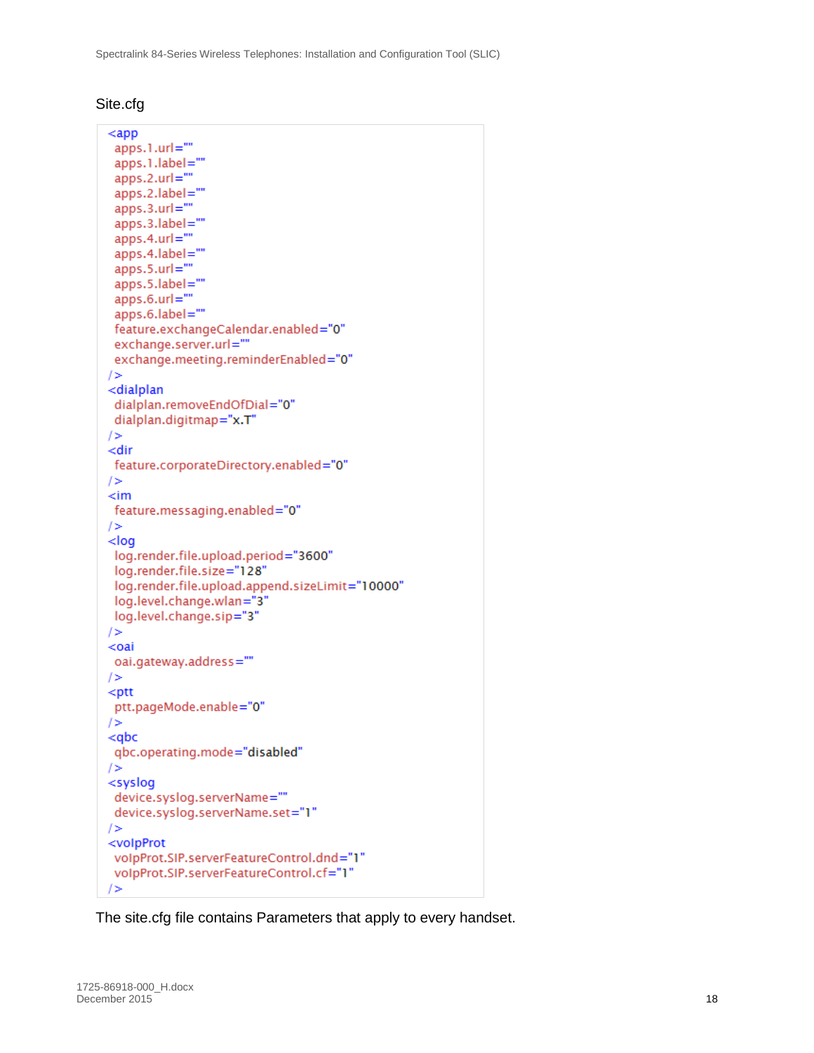### Site.cfg

```
<app
  apps.1.url=""
  apps.1.label=""
  apps.2.url=""
  apps.2.label=""
  apps.3.url=""
  apps.3.label=""
  apps.4.url=""
  apps.4.label=""
  apps.5.url=""
  apps.5.label=""
  apps.6.url=""
  apps.6.label=""
  feature.exchangeCalendar.enabled="0"
  exchange.server.url=""
  exchange.meeting.reminderEnabled="0"
/>
<dialplan
  dialplan.removeEndOfDial="0"
  dialplan.digitmap="x.T"
/>
<dir
  feature.corporateDirectory.enabled="0"
/>
<im
  feature.messaging.enabled="0"
/>
<log
  log.render.file.upload.period="3600"
  log.render.file.size="128"
  log.render.file.upload.append.sizeLimit="10000"
  log.level.change.wlan="3"
  log.level.change.sip="3"
/>
<oai
  oai.gateway.address=""
/>
<ptt
  ptt.pageMode.enable="0"
/>
<qbc
  qbc.operating.mode="disabled"
/>
<syslog
  device.syslog.serverName=""
  device.syslog.serverName.set="1"
/>
<voIpProt
  voIpProt.SIP.serverFeatureControl.dnd="1"
  voIpProt.SIP.serverFeatureControl.cf="1"
/>
```

The site.cfg file contains Parameters that apply to every handset.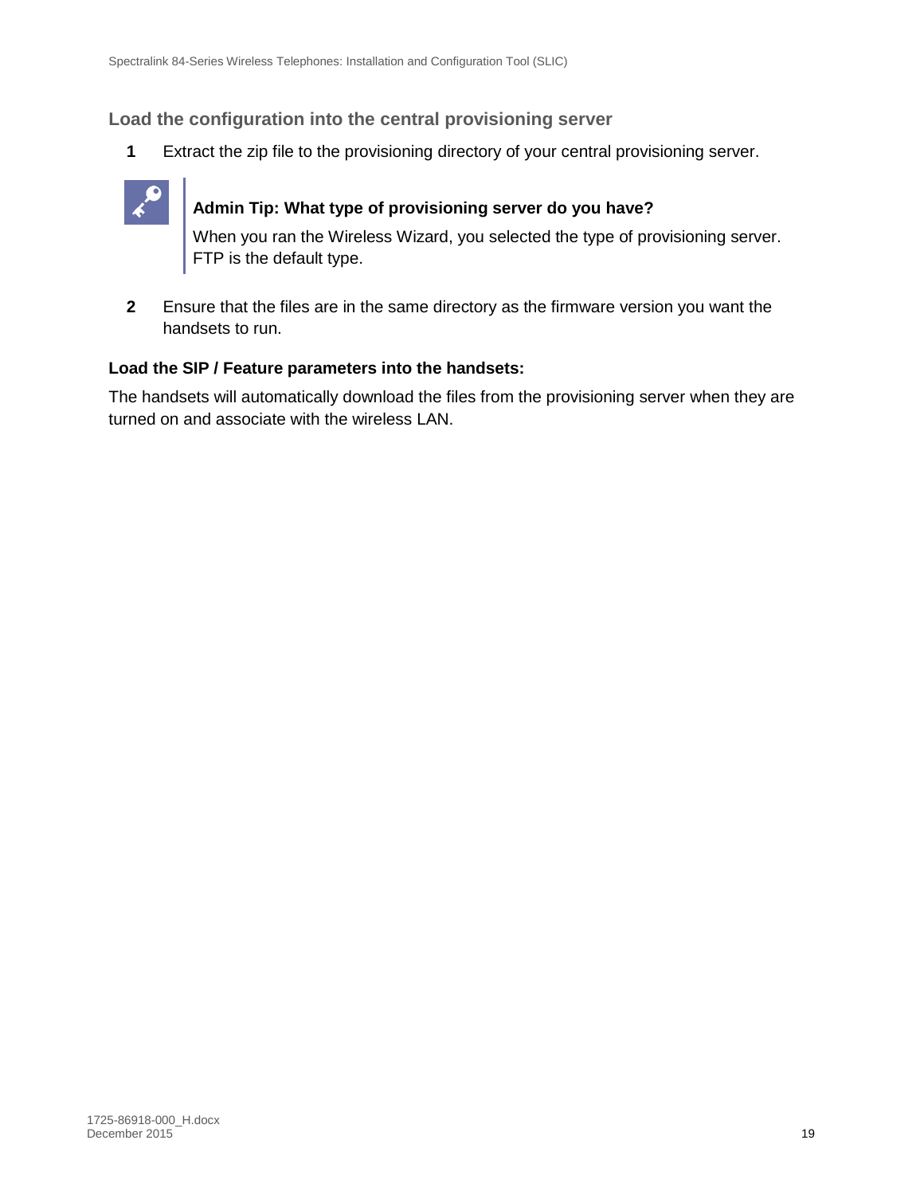### Load the configuration into the central provisioning server

**1** Extract the zip file to the provisioning directory of your central provisioning server.

> **Admin Tip: What type of provisioning server do you have?**
>
> When you ran the Wireless Wizard, you selected the type of provisioning server. FTP is the default type.

**2** Ensure that the files are in the same directory as the firmware version you want the handsets to run.

**Load the SIP / Feature parameters into the handsets:**

The handsets will automatically download the files from the provisioning server when they are turned on and associate with the wireless LAN.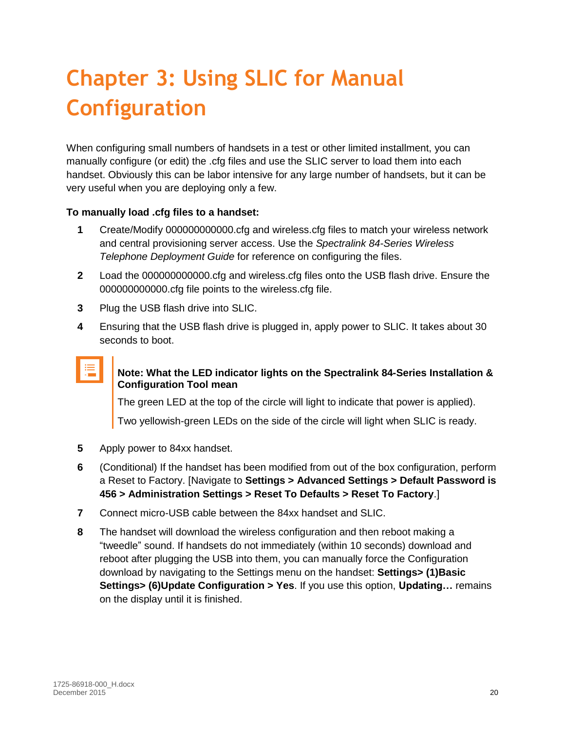# Chapter 3: Using SLIC for Manual Configuration

When configuring small numbers of handsets in a test or other limited installment, you can manually configure (or edit) the .cfg files and use the SLIC server to load them into each handset. Obviously this can be labor intensive for any large number of handsets, but it can be very useful when you are deploying only a few.

**To manually load .cfg files to a handset:**

1. Create/Modify 000000000000.cfg and wireless.cfg files to match your wireless network and central provisioning server access. Use the *Spectralink 84-Series Wireless Telephone Deployment Guide* for reference on configuring the files.
2. Load the 000000000000.cfg and wireless.cfg files onto the USB flash drive. Ensure the 000000000000.cfg file points to the wireless.cfg file.
3. Plug the USB flash drive into SLIC.
4. Ensuring that the USB flash drive is plugged in, apply power to SLIC. It takes about 30 seconds to boot.

> **Note: What the LED indicator lights on the Spectralink 84-Series Installation & Configuration Tool mean**
>
> The green LED at the top of the circle will light to indicate that power is applied).
>
> Two yellowish-green LEDs on the side of the circle will light when SLIC is ready.

5. Apply power to 84xx handset.
6. (Conditional) If the handset has been modified from out of the box configuration, perform a Reset to Factory. [Navigate to **Settings > Advanced Settings > Default Password is 456 > Administration Settings > Reset To Defaults > Reset To Factory**.]
7. Connect micro-USB cable between the 84xx handset and SLIC.
8. The handset will download the wireless configuration and then reboot making a "tweedle" sound. If handsets do not immediately (within 10 seconds) download and reboot after plugging the USB into them, you can manually force the Configuration download by navigating to the Settings menu on the handset: **Settings> (1)Basic Settings> (6)Update Configuration > Yes**. If you use this option, **Updating…** remains on the display until it is finished.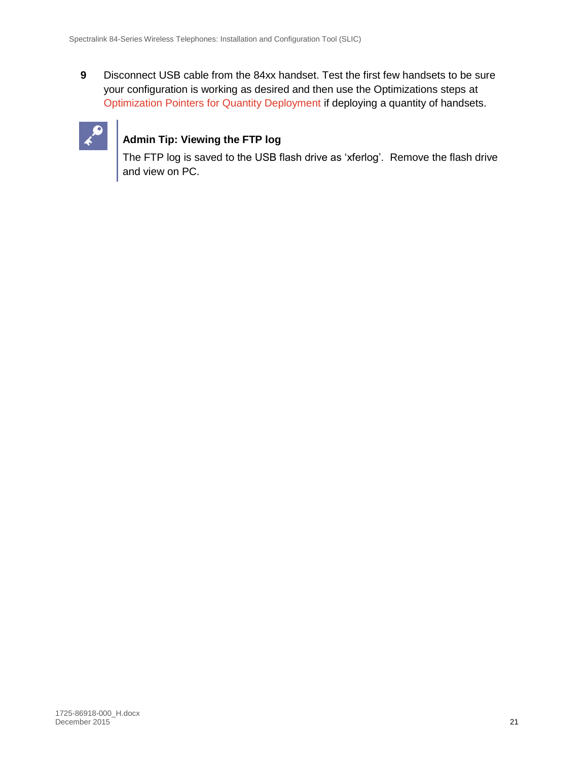9 Disconnect USB cable from the 84xx handset. Test the first few handsets to be sure your configuration is working as desired and then use the Optimizations steps at Optimization Pointers for Quantity Deployment if deploying a quantity of handsets.

**Admin Tip: Viewing the FTP log**

The FTP log is saved to the USB flash drive as 'xferlog'. Remove the flash drive and view on PC.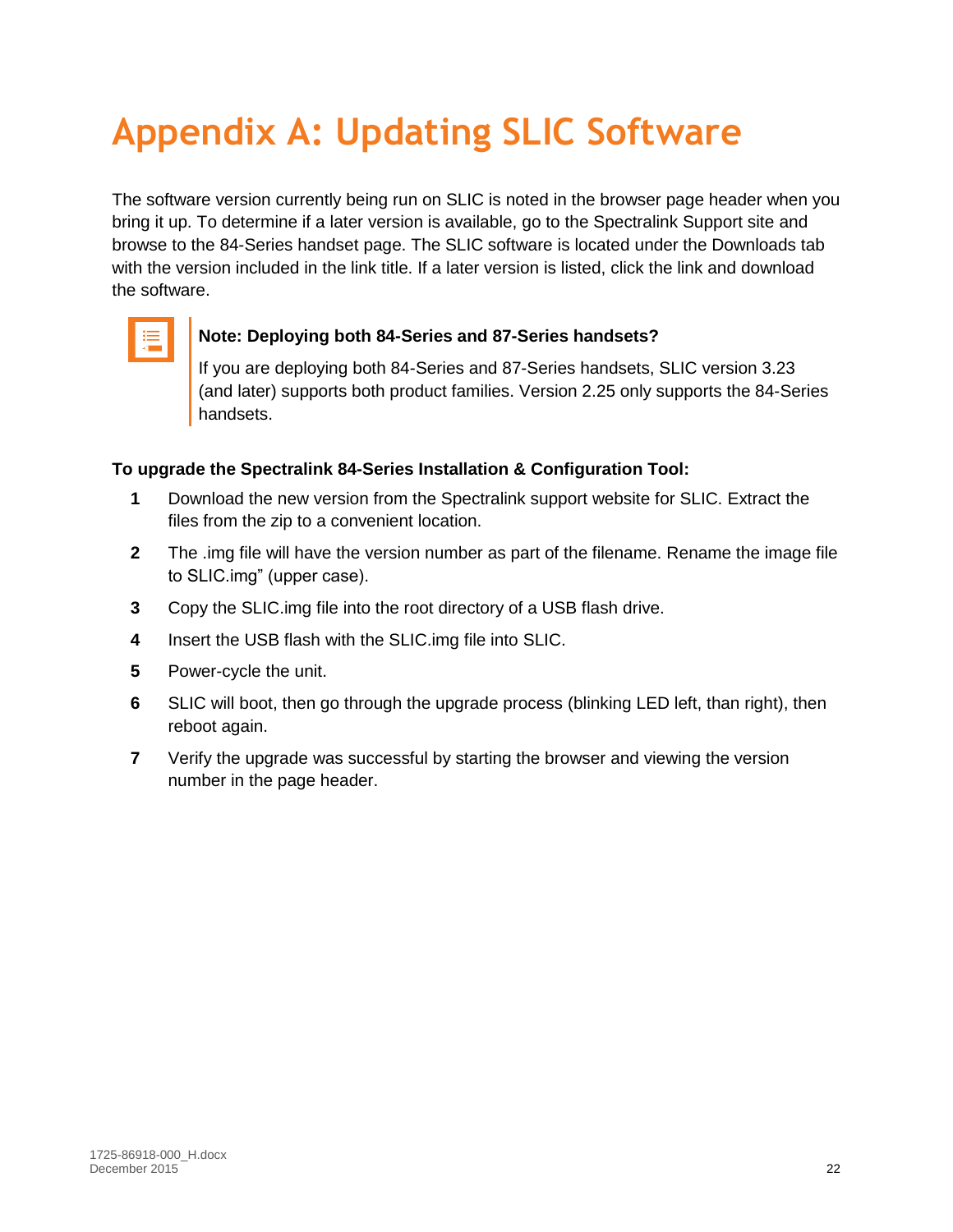# Appendix A: Updating SLIC Software

The software version currently being run on SLIC is noted in the browser page header when you bring it up. To determine if a later version is available, go to the Spectralink Support site and browse to the 84-Series handset page. The SLIC software is located under the Downloads tab with the version included in the link title. If a later version is listed, click the link and download the software.

> **Note: Deploying both 84-Series and 87-Series handsets?**
>
> If you are deploying both 84-Series and 87-Series handsets, SLIC version 3.23 (and later) supports both product families. Version 2.25 only supports the 84-Series handsets.

**To upgrade the Spectralink 84-Series Installation & Configuration Tool:**

1. Download the new version from the Spectralink support website for SLIC. Extract the files from the zip to a convenient location.
2. The .img file will have the version number as part of the filename. Rename the image file to SLIC.img" (upper case).
3. Copy the SLIC.img file into the root directory of a USB flash drive.
4. Insert the USB flash with the SLIC.img file into SLIC.
5. Power-cycle the unit.
6. SLIC will boot, then go through the upgrade process (blinking LED left, than right), then reboot again.
7. Verify the upgrade was successful by starting the browser and viewing the version number in the page header.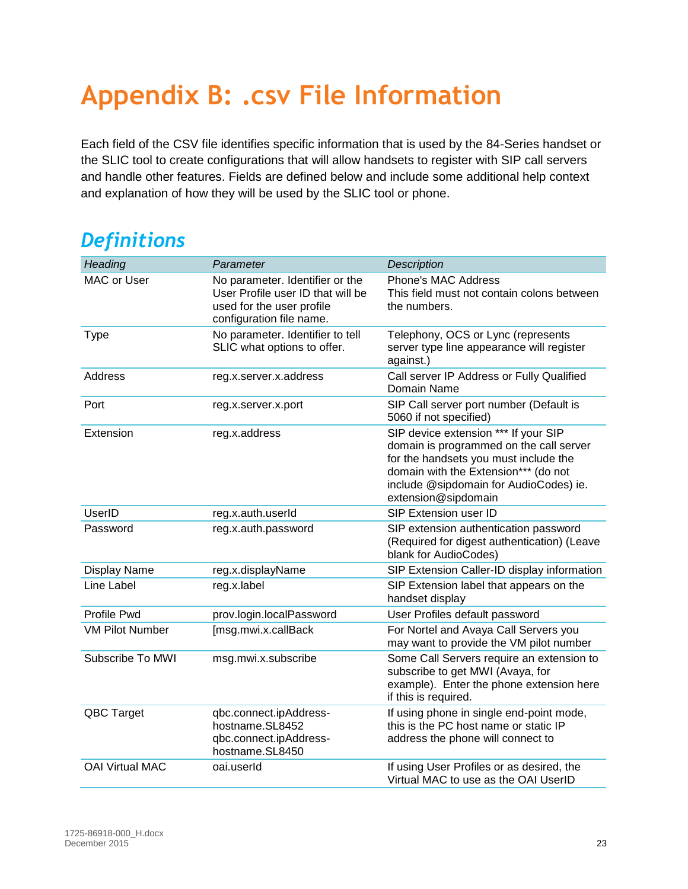# Appendix B: .csv File Information

Each field of the CSV file identifies specific information that is used by the 84-Series handset or the SLIC tool to create configurations that will allow handsets to register with SIP call servers and handle other features. Fields are defined below and include some additional help context and explanation of how they will be used by the SLIC tool or phone.

## *Definitions*

| *Heading* | *Parameter* | *Description* |
|---|---|---|
| MAC or User | No parameter. Identifier or the User Profile user ID that will be used for the user profile configuration file name. | Phone's MAC Address<br>This field must not contain colons between the numbers. |
| Type | No parameter. Identifier to tell SLIC what options to offer. | Telephony, OCS or Lync (represents server type line appearance will register against.) |
| Address | reg.x.server.x.address | Call server IP Address or Fully Qualified Domain Name |
| Port | reg.x.server.x.port | SIP Call server port number (Default is 5060 if not specified) |
| Extension | reg.x.address | SIP device extension *** If your SIP domain is programmed on the call server for the handsets you must include the domain with the Extension*** (do not include @sipdomain for AudioCodes) ie. extension@sipdomain |
| UserID | reg.x.auth.userId | SIP Extension user ID |
| Password | reg.x.auth.password | SIP extension authentication password (Required for digest authentication) (Leave blank for AudioCodes) |
| Display Name | reg.x.displayName | SIP Extension Caller-ID display information |
| Line Label | reg.x.label | SIP Extension label that appears on the handset display |
| Profile Pwd | prov.login.localPassword | User Profiles default password |
| VM Pilot Number | [msg.mwi.x.callBack | For Nortel and Avaya Call Servers you may want to provide the VM pilot number |
| Subscribe To MWI | msg.mwi.x.subscribe | Some Call Servers require an extension to subscribe to get MWI (Avaya, for example). Enter the phone extension here if this is required. |
| QBC Target | qbc.connect.ipAddress-hostname.SL8452<br>qbc.connect.ipAddress-hostname.SL8450 | If using phone in single end-point mode, this is the PC host name or static IP address the phone will connect to |
| OAI Virtual MAC | oai.userId | If using User Profiles or as desired, the Virtual MAC to use as the OAI UserID |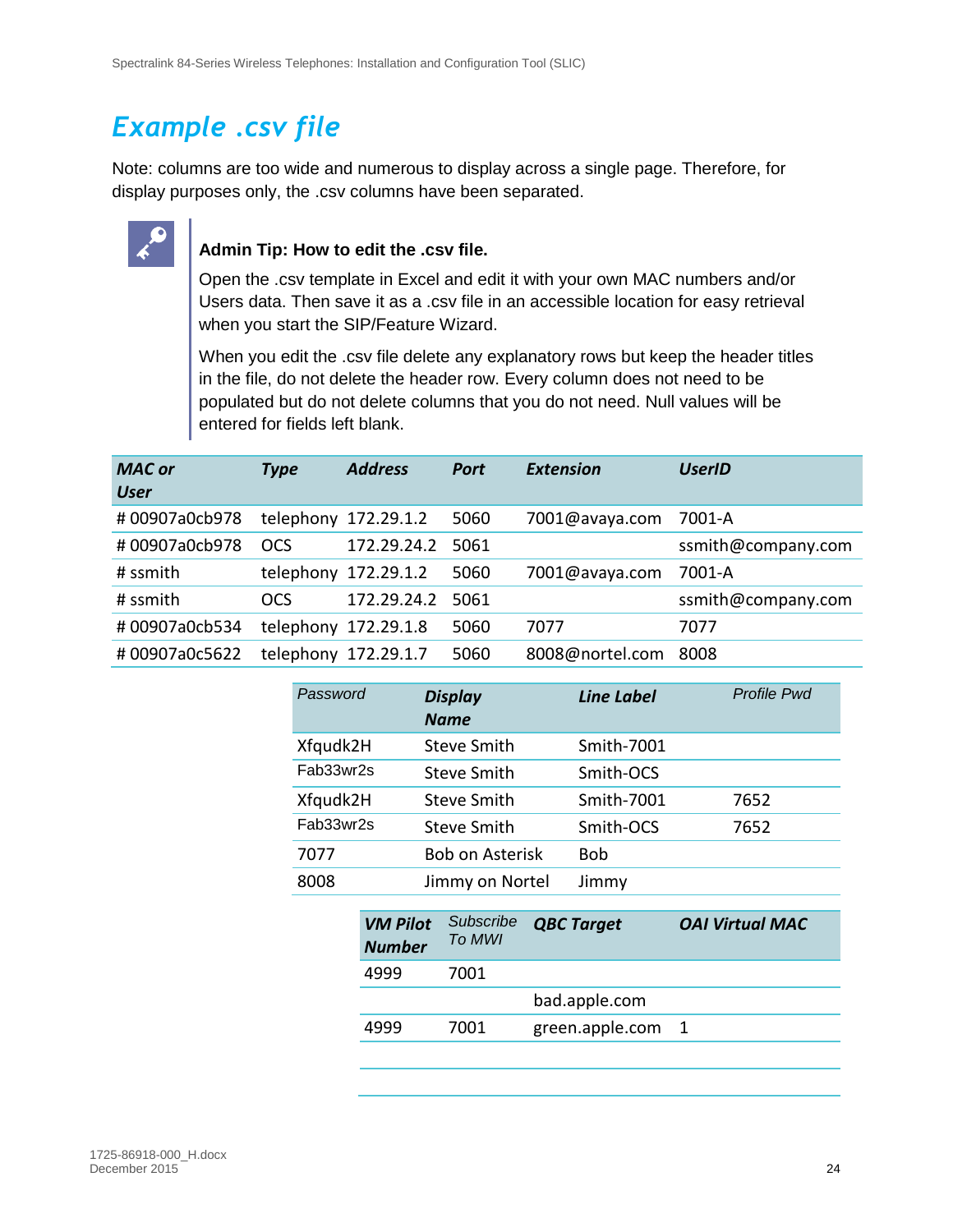# Example .csv file

Note: columns are too wide and numerous to display across a single page. Therefore, for display purposes only, the .csv columns have been separated.

> **Admin Tip: How to edit the .csv file.**
>
> Open the .csv template in Excel and edit it with your own MAC numbers and/or Users data. Then save it as a .csv file in an accessible location for easy retrieval when you start the SIP/Feature Wizard.
>
> When you edit the .csv file delete any explanatory rows but keep the header titles in the file, do not delete the header row. Every column does not need to be populated but do not delete columns that you do not need. Null values will be entered for fields left blank.

| *MAC or User* | *Type* | *Address* | *Port* | *Extension* | *UserID* |
|---|---|---|---|---|---|
| # 00907a0cb978 | telephony | 172.29.1.2 | 5060 | 7001@avaya.com | 7001-A |
| # 00907a0cb978 | OCS | 172.29.24.2 | 5061 | | ssmith@company.com |
| # ssmith | telephony | 172.29.1.2 | 5060 | 7001@avaya.com | 7001-A |
| # ssmith | OCS | 172.29.24.2 | 5061 | | ssmith@company.com |
| # 00907a0cb534 | telephony | 172.29.1.8 | 5060 | 7077 | 7077 |
| # 00907a0c5622 | telephony | 172.29.1.7 | 5060 | 8008@nortel.com | 8008 |

| *Password* | *Display Name* | *Line Label* | *Profile Pwd* |
|---|---|---|---|
| Xfqudk2H | Steve Smith | Smith-7001 | |
| Fab33wr2s | Steve Smith | Smith-OCS | |
| Xfqudk2H | Steve Smith | Smith-7001 | 7652 |
| Fab33wr2s | Steve Smith | Smith-OCS | 7652 |
| 7077 | Bob on Asterisk | Bob | |
| 8008 | Jimmy on Nortel | Jimmy | |

| *VM Pilot Number* | *Subscribe To MWI* | *QBC Target* | *OAI Virtual MAC* |
|---|---|---|---|
| 4999 | 7001 | | |
| | | bad.apple.com | |
| 4999 | 7001 | green.apple.com | 1 |
| | | | |
| | | | |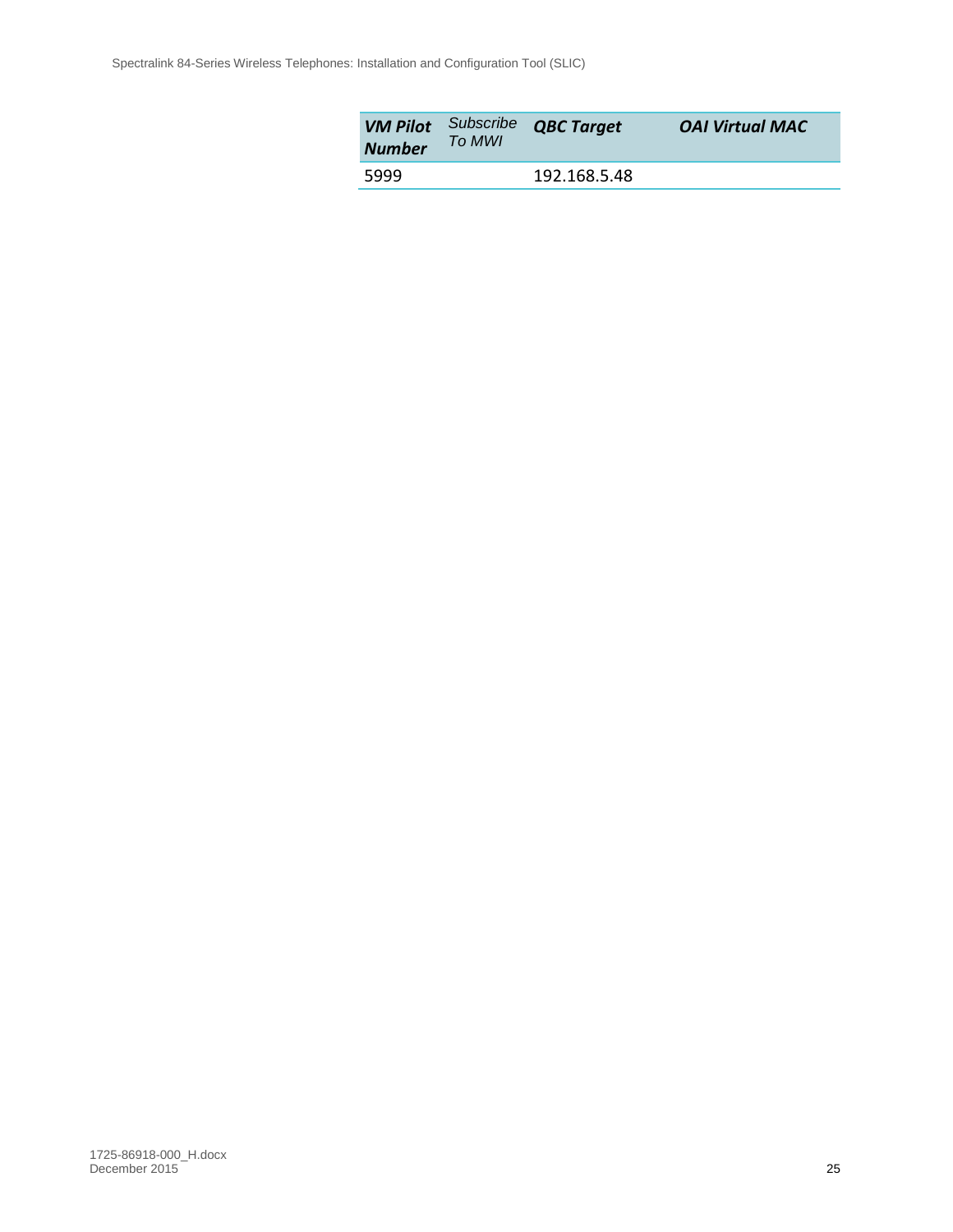| ***VM Pilot Number*** | *Subscribe To MWI* | ***QBC Target*** | ***OAI Virtual MAC*** |
|---|---|---|---|
| 5999 | | 192.168.5.48 | |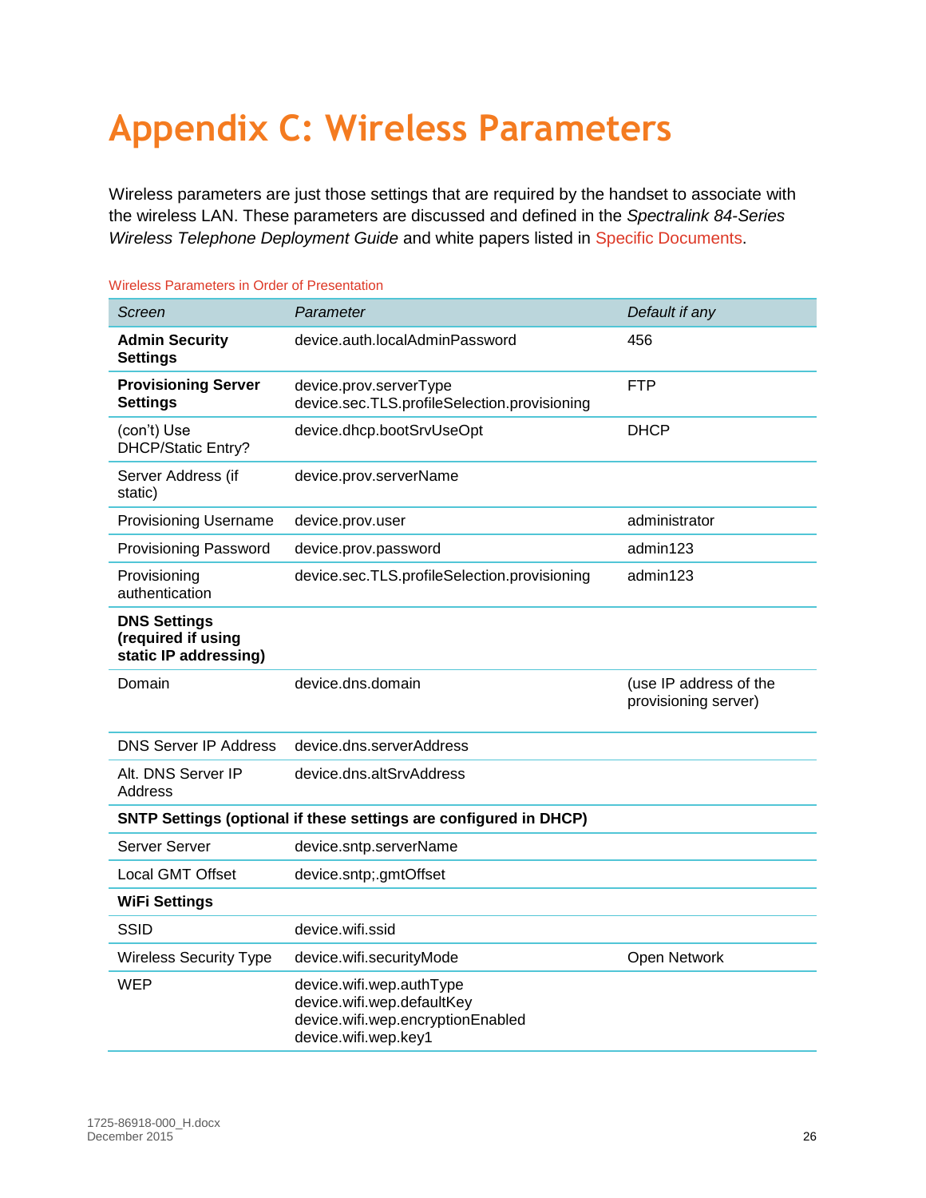# Appendix C: Wireless Parameters

Wireless parameters are just those settings that are required by the handset to associate with the wireless LAN. These parameters are discussed and defined in the *Spectralink 84-Series Wireless Telephone Deployment Guide* and white papers listed in Specific Documents.

Wireless Parameters in Order of Presentation

| *Screen* | *Parameter* | *Default if any* |
|---|---|---|
| **Admin Security Settings** | device.auth.localAdminPassword | 456 |
| **Provisioning Server Settings** | device.prov.serverType<br>device.sec.TLS.profileSelection.provisioning | FTP |
| (con't) Use DHCP/Static Entry? | device.dhcp.bootSrvUseOpt | DHCP |
| Server Address (if static) | device.prov.serverName | |
| Provisioning Username | device.prov.user | administrator |
| Provisioning Password | device.prov.password | admin123 |
| Provisioning authentication | device.sec.TLS.profileSelection.provisioning | admin123 |
| **DNS Settings (required if using static IP addressing)** | | |
| Domain | device.dns.domain | (use IP address of the provisioning server) |
| DNS Server IP Address | device.dns.serverAddress | |
| Alt. DNS Server IP Address | device.dns.altSrvAddress | |
| **SNTP Settings (optional if these settings are configured in DHCP)** | | |
| Server Server | device.sntp.serverName | |
| Local GMT Offset | device.sntp;.gmtOffset | |
| **WiFi Settings** | | |
| SSID | device.wifi.ssid | |
| Wireless Security Type | device.wifi.securityMode | Open Network |
| WEP | device.wifi.wep.authType<br>device.wifi.wep.defaultKey<br>device.wifi.wep.encryptionEnabled<br>device.wifi.wep.key1 | |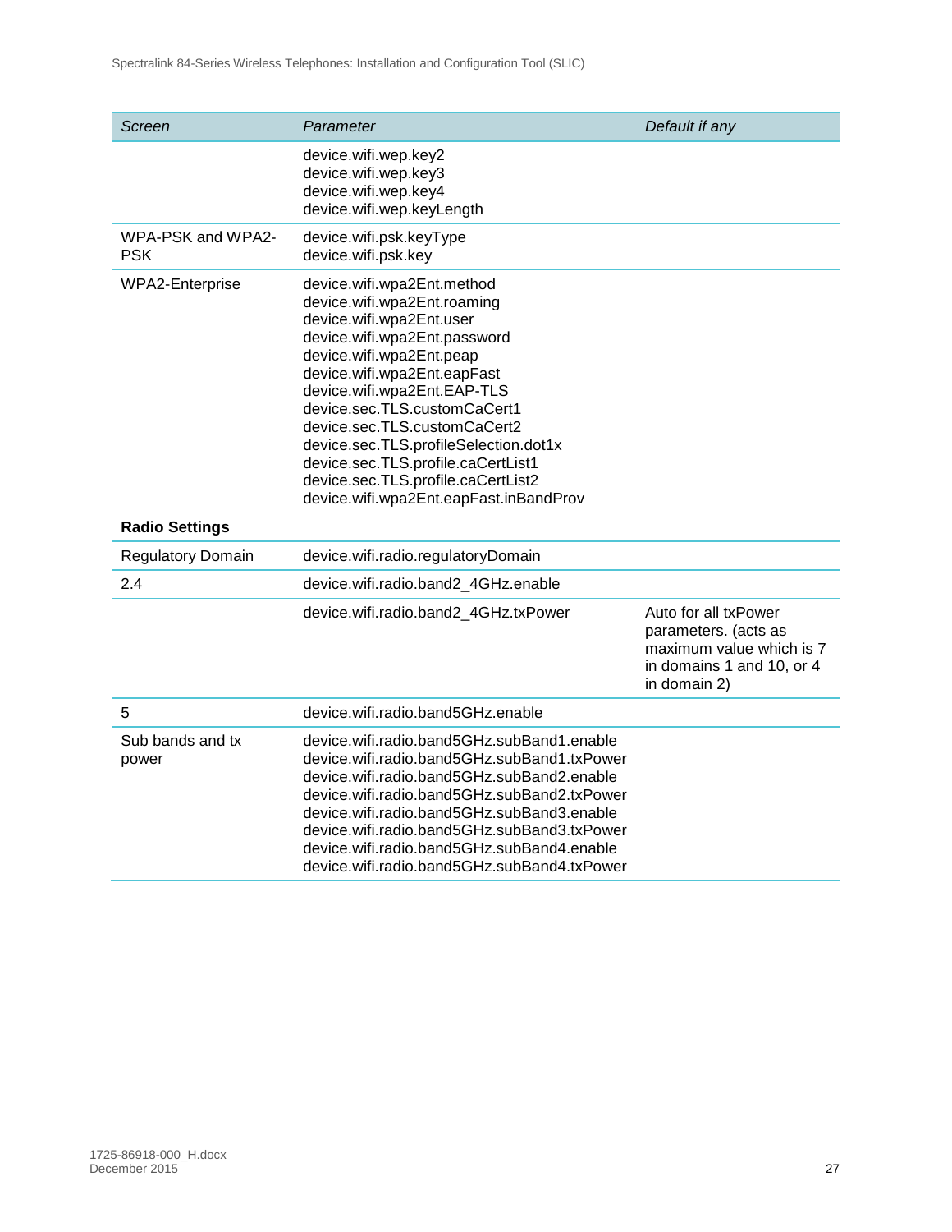| *Screen* | *Parameter* | *Default if any* |
|---|---|---|
| | device.wifi.wep.key2<br>device.wifi.wep.key3<br>device.wifi.wep.key4<br>device.wifi.wep.keyLength | |
| WPA-PSK and WPA2-PSK | device.wifi.psk.keyType<br>device.wifi.psk.key | |
| WPA2-Enterprise | device.wifi.wpa2Ent.method<br>device.wifi.wpa2Ent.roaming<br>device.wifi.wpa2Ent.user<br>device.wifi.wpa2Ent.password<br>device.wifi.wpa2Ent.peap<br>device.wifi.wpa2Ent.eapFast<br>device.wifi.wpa2Ent.EAP-TLS<br>device.sec.TLS.customCaCert1<br>device.sec.TLS.customCaCert2<br>device.sec.TLS.profileSelection.dot1x<br>device.sec.TLS.profile.caCertList1<br>device.sec.TLS.profile.caCertList2<br>device.wifi.wpa2Ent.eapFast.inBandProv | |
| **Radio Settings** | | |
| Regulatory Domain | device.wifi.radio.regulatoryDomain | |
| 2.4 | device.wifi.radio.band2_4GHz.enable | |
| | device.wifi.radio.band2_4GHz.txPower | Auto for all txPower parameters. (acts as maximum value which is 7 in domains 1 and 10, or 4 in domain 2) |
| 5 | device.wifi.radio.band5GHz.enable | |
| Sub bands and tx power | device.wifi.radio.band5GHz.subBand1.enable<br>device.wifi.radio.band5GHz.subBand1.txPower<br>device.wifi.radio.band5GHz.subBand2.enable<br>device.wifi.radio.band5GHz.subBand2.txPower<br>device.wifi.radio.band5GHz.subBand3.enable<br>device.wifi.radio.band5GHz.subBand3.txPower<br>device.wifi.radio.band5GHz.subBand4.enable<br>device.wifi.radio.band5GHz.subBand4.txPower | |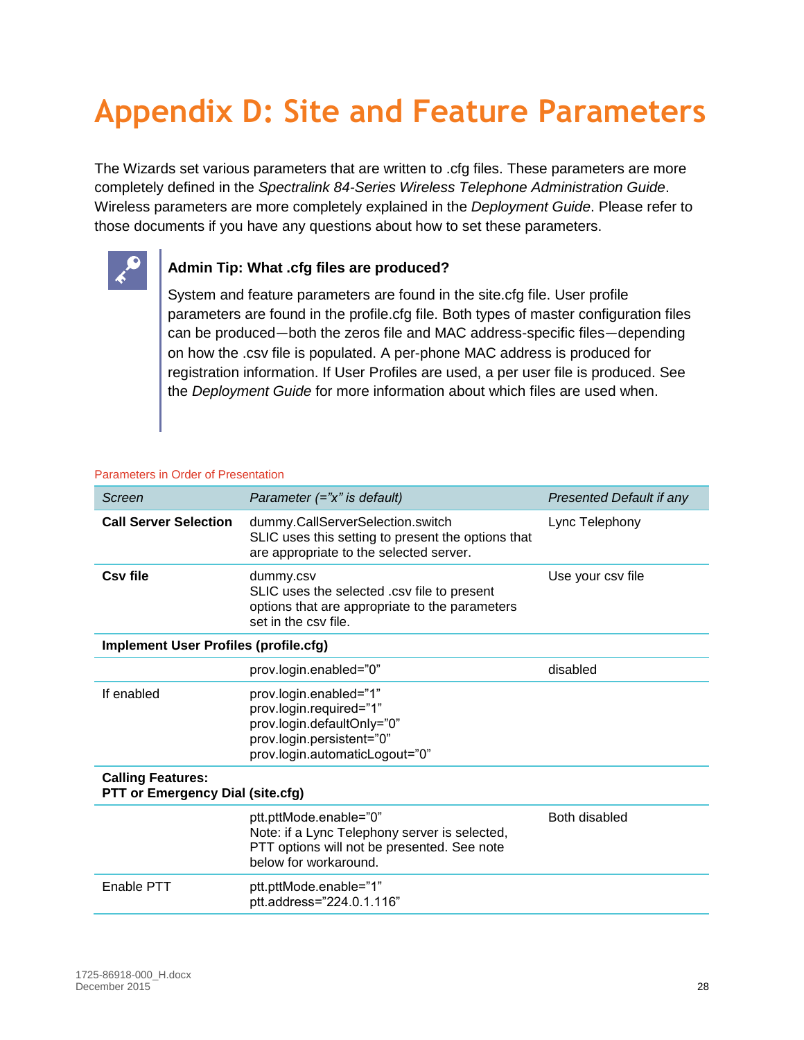# Appendix D: Site and Feature Parameters

The Wizards set various parameters that are written to .cfg files. These parameters are more completely defined in the *Spectralink 84-Series Wireless Telephone Administration Guide*. Wireless parameters are more completely explained in the *Deployment Guide*. Please refer to those documents if you have any questions about how to set these parameters.

**Admin Tip: What .cfg files are produced?**

System and feature parameters are found in the site.cfg file. User profile parameters are found in the profile.cfg file. Both types of master configuration files can be produced—both the zeros file and MAC address-specific files—depending on how the .csv file is populated. A per-phone MAC address is produced for registration information. If User Profiles are used, a per user file is produced. See the *Deployment Guide* for more information about which files are used when.

Parameters in Order of Presentation

| *Screen* | *Parameter (="x" is default)* | *Presented Default if any* |
|---|---|---|
| **Call Server Selection** | dummy.CallServerSelection.switch<br>SLIC uses this setting to present the options that are appropriate to the selected server. | Lync Telephony |
| **Csv file** | dummy.csv<br>SLIC uses the selected .csv file to present options that are appropriate to the parameters set in the csv file. | Use your csv file |
| **Implement User Profiles (profile.cfg)** | | |
| | prov.login.enabled="0" | disabled |
| If enabled | prov.login.enabled="1"<br>prov.login.required="1"<br>prov.login.defaultOnly="0"<br>prov.login.persistent="0"<br>prov.login.automaticLogout="0" | |
| **Calling Features:<br>PTT or Emergency Dial (site.cfg)** | | |
| | ptt.pttMode.enable="0"<br>Note: if a Lync Telephony server is selected, PTT options will not be presented. See note below for workaround. | Both disabled |
| Enable PTT | ptt.pttMode.enable="1"<br>ptt.address="224.0.1.116" | |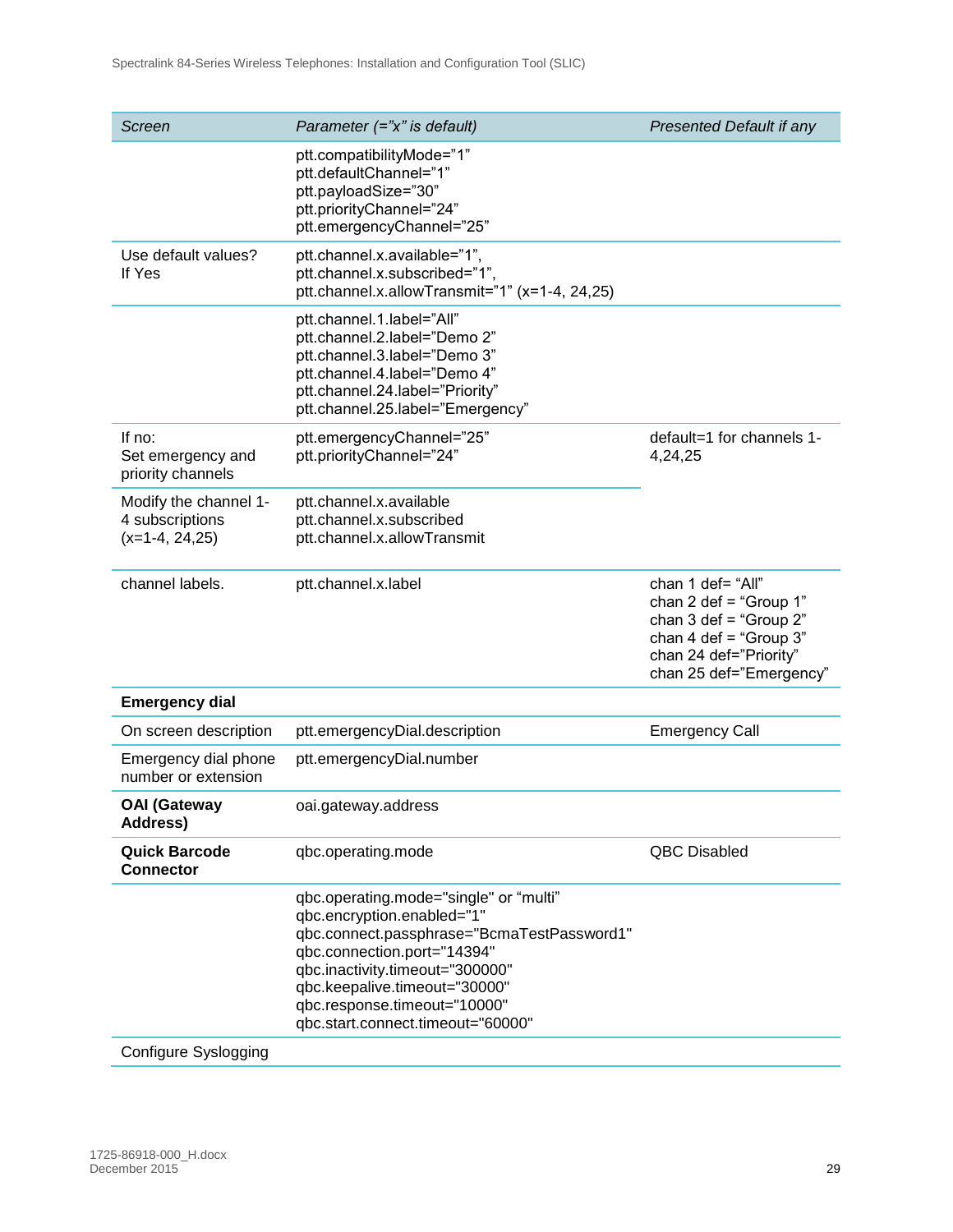| *Screen* | *Parameter (="x" is default)* | *Presented Default if any* |
|---|---|---|
| | ptt.compatibilityMode="1"<br>ptt.defaultChannel="1"<br>ptt.payloadSize="30"<br>ptt.priorityChannel="24"<br>ptt.emergencyChannel="25" | |
| Use default values?<br>If Yes | ptt.channel.x.available="1",<br>ptt.channel.x.subscribed="1",<br>ptt.channel.x.allowTransmit="1" (x=1-4, 24,25) | |
| | ptt.channel.1.label="All"<br>ptt.channel.2.label="Demo 2"<br>ptt.channel.3.label="Demo 3"<br>ptt.channel.4.label="Demo 4"<br>ptt.channel.24.label="Priority"<br>ptt.channel.25.label="Emergency" | |
| If no:<br>Set emergency and priority channels | ptt.emergencyChannel="25"<br>ptt.priorityChannel="24" | default=1 for channels 1-4,24,25 |
| Modify the channel 1-4 subscriptions (x=1-4, 24,25) | ptt.channel.x.available<br>ptt.channel.x.subscribed<br>ptt.channel.x.allowTransmit | |
| channel labels. | ptt.channel.x.label | chan 1 def= "All"<br>chan 2 def = "Group 1"<br>chan 3 def = "Group 2"<br>chan 4 def = "Group 3"<br>chan 24 def="Priority"<br>chan 25 def="Emergency" |
| **Emergency dial** | | |
| On screen description | ptt.emergencyDial.description | Emergency Call |
| Emergency dial phone number or extension | ptt.emergencyDial.number | |
| **OAI (Gateway Address)** | oai.gateway.address | |
| **Quick Barcode Connector** | qbc.operating.mode | QBC Disabled |
| | qbc.operating.mode="single" or "multi"<br>qbc.encryption.enabled="1"<br>qbc.connect.passphrase="BcmaTestPassword1"<br>qbc.connection.port="14394"<br>qbc.inactivity.timeout="300000"<br>qbc.keepalive.timeout="30000"<br>qbc.response.timeout="10000"<br>qbc.start.connect.timeout="60000" | |
| Configure Syslogging | | |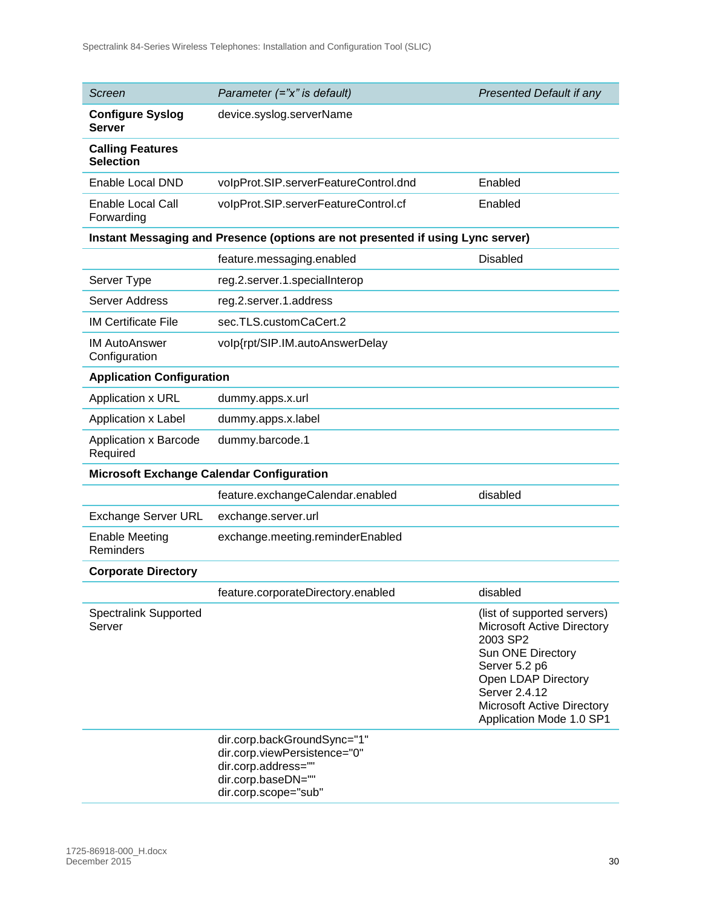| *Screen* | *Parameter (="x" is default)* | *Presented Default if any* |
|---|---|---|
| **Configure Syslog Server** | device.syslog.serverName | |
| **Calling Features Selection** | | |
| Enable Local DND | voIpProt.SIP.serverFeatureControl.dnd | Enabled |
| Enable Local Call Forwarding | voIpProt.SIP.serverFeatureControl.cf | Enabled |
| **Instant Messaging and Presence (options are not presented if using Lync server)** | | |
| | feature.messaging.enabled | Disabled |
| Server Type | reg.2.server.1.specialInterop | |
| Server Address | reg.2.server.1.address | |
| IM Certificate File | sec.TLS.customCaCert.2 | |
| IM AutoAnswer Configuration | voIp{rpt/SIP.IM.autoAnswerDelay | |
| **Application Configuration** | | |
| Application x URL | dummy.apps.x.url | |
| Application x Label | dummy.apps.x.label | |
| Application x Barcode Required | dummy.barcode.1 | |
| **Microsoft Exchange Calendar Configuration** | | |
| | feature.exchangeCalendar.enabled | disabled |
| Exchange Server URL | exchange.server.url | |
| Enable Meeting Reminders | exchange.meeting.reminderEnabled | |
| **Corporate Directory** | | |
| | feature.corporateDirectory.enabled | disabled |
| Spectralink Supported Server | | (list of supported servers) Microsoft Active Directory 2003 SP2 Sun ONE Directory Server 5.2 p6 Open LDAP Directory Server 2.4.12 Microsoft Active Directory Application Mode 1.0 SP1 |
| | dir.corp.backGroundSync="1" dir.corp.viewPersistence="0" dir.corp.address="" dir.corp.baseDN="" dir.corp.scope="sub" | |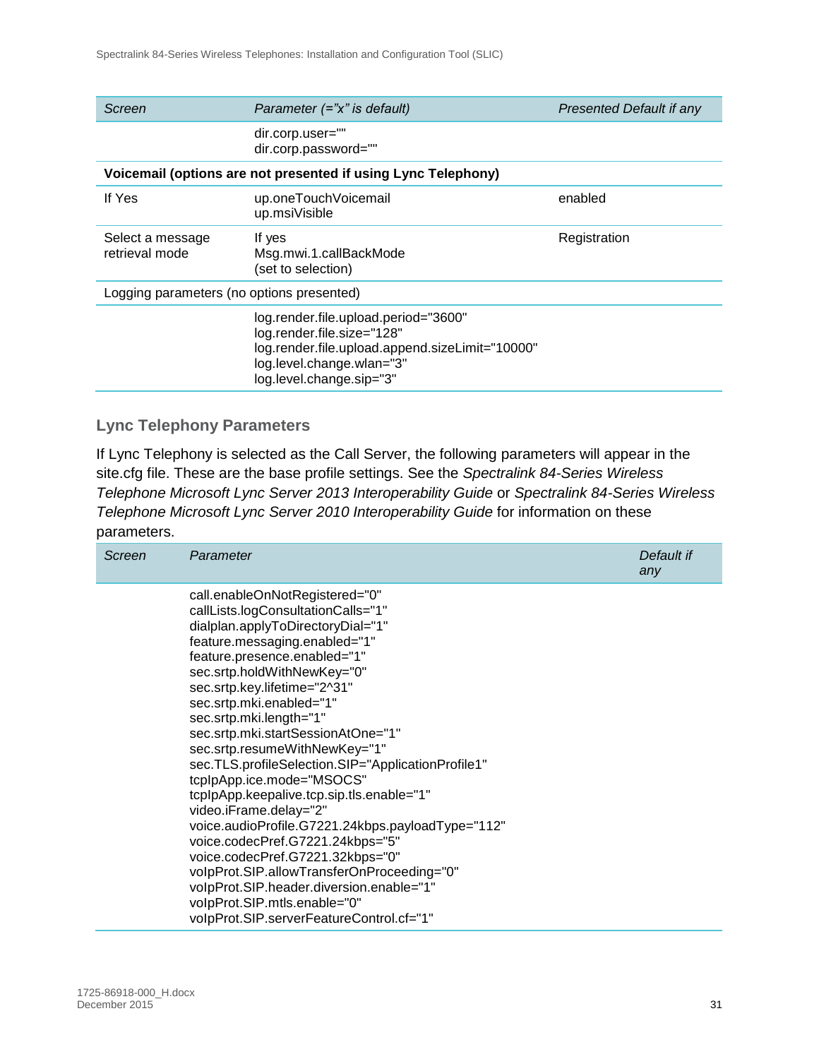| *Screen* | *Parameter (="x" is default)* | *Presented Default if any* |
|---|---|---|
| | dir.corp.user=""<br>dir.corp.password="" | |
| **Voicemail (options are not presented if using Lync Telephony)** | | |
| If Yes | up.oneTouchVoicemail<br>up.msiVisible | enabled |
| Select a message retrieval mode | If yes<br>Msg.mwi.1.callBackMode<br>(set to selection) | Registration |
| Logging parameters (no options presented) | | |
| | log.render.file.upload.period="3600"<br>log.render.file.size="128"<br>log.render.file.upload.append.sizeLimit="10000"<br>log.level.change.wlan="3"<br>log.level.change.sip="3" | |

### Lync Telephony Parameters

If Lync Telephony is selected as the Call Server, the following parameters will appear in the site.cfg file. These are the base profile settings. See the *Spectralink 84-Series Wireless Telephone Microsoft Lync Server 2013 Interoperability Guide* or *Spectralink 84-Series Wireless Telephone Microsoft Lync Server 2010 Interoperability Guide* for information on these parameters.

| *Screen* | *Parameter* | *Default if any* |
|---|---|---|
| | call.enableOnNotRegistered="0"<br>callLists.logConsultationCalls="1"<br>dialplan.applyToDirectoryDial="1"<br>feature.messaging.enabled="1"<br>feature.presence.enabled="1"<br>sec.srtp.holdWithNewKey="0"<br>sec.srtp.key.lifetime="2^31"<br>sec.srtp.mki.enabled="1"<br>sec.srtp.mki.length="1"<br>sec.srtp.mki.startSessionAtOne="1"<br>sec.srtp.resumeWithNewKey="1"<br>sec.TLS.profileSelection.SIP="ApplicationProfile1"<br>tcpIpApp.ice.mode="MSOCS"<br>tcpIpApp.keepalive.tcp.sip.tls.enable="1"<br>video.iFrame.delay="2"<br>voice.audioProfile.G7221.24kbps.payloadType="112"<br>voice.codecPref.G7221.24kbps="5"<br>voice.codecPref.G7221.32kbps="0"<br>voIpProt.SIP.allowTransferOnProceeding="0"<br>voIpProt.SIP.header.diversion.enable="1"<br>voIpProt.SIP.mtls.enable="0"<br>voIpProt.SIP.serverFeatureControl.cf="1" | |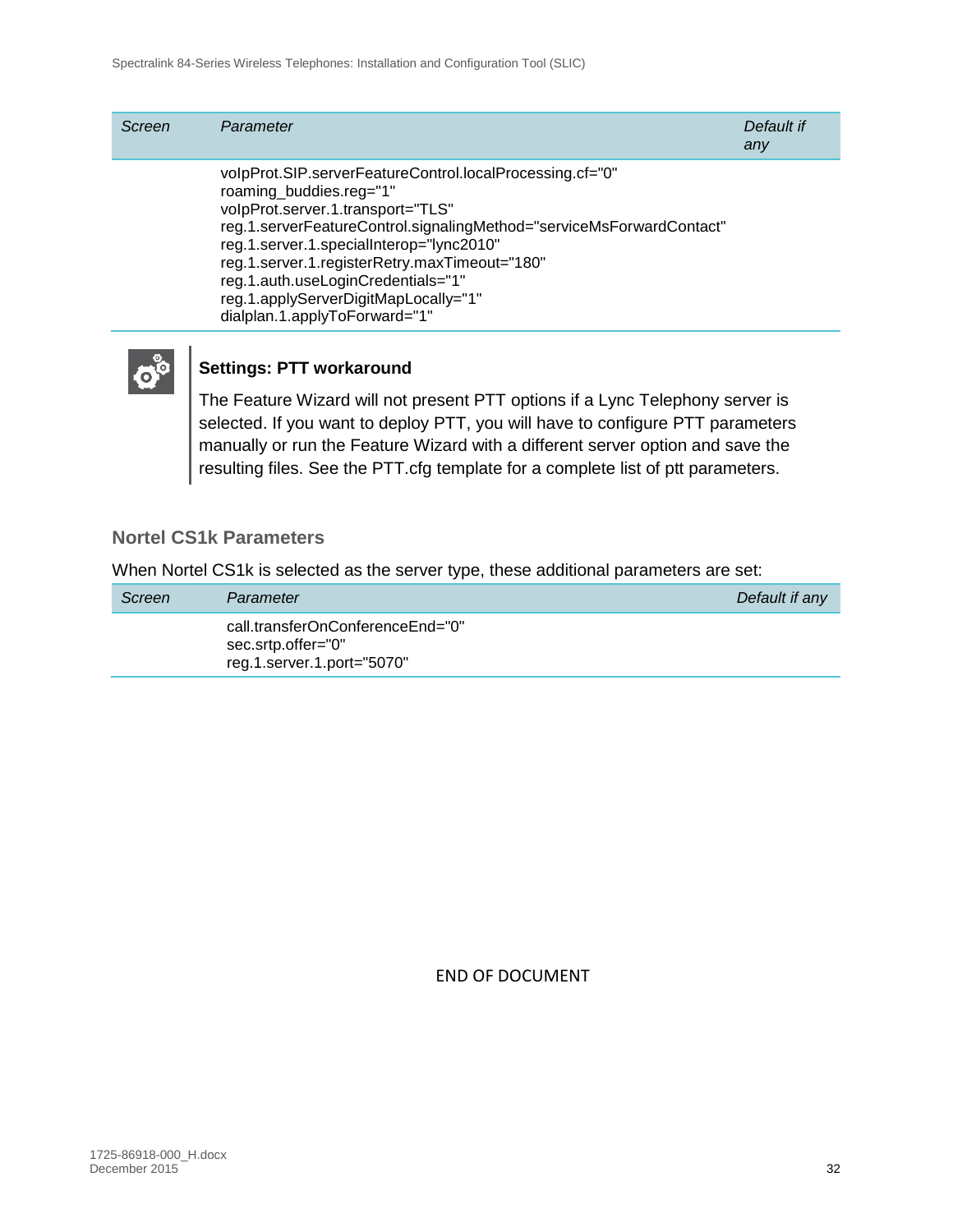| Screen | Parameter | Default if any |
|---|---|---|
| | voIpProt.SIP.serverFeatureControl.localProcessing.cf="0"<br>roaming_buddies.reg="1"<br>voIpProt.server.1.transport="TLS"<br>reg.1.serverFeatureControl.signalingMethod="serviceMsForwardContact"<br>reg.1.server.1.specialInterop="lync2010"<br>reg.1.server.1.registerRetry.maxTimeout="180"<br>reg.1.auth.useLoginCredentials="1"<br>reg.1.applyServerDigitMapLocally="1"<br>dialplan.1.applyToForward="1" | |

**Settings: PTT workaround**

The Feature Wizard will not present PTT options if a Lync Telephony server is selected. If you want to deploy PTT, you will have to configure PTT parameters manually or run the Feature Wizard with a different server option and save the resulting files. See the PTT.cfg template for a complete list of ptt parameters.

### Nortel CS1k Parameters

When Nortel CS1k is selected as the server type, these additional parameters are set:

| Screen | Parameter | Default if any |
|---|---|---|
| | call.transferOnConferenceEnd="0"<br>sec.srtp.offer="0"<br>reg.1.server.1.port="5070" | |

END OF DOCUMENT